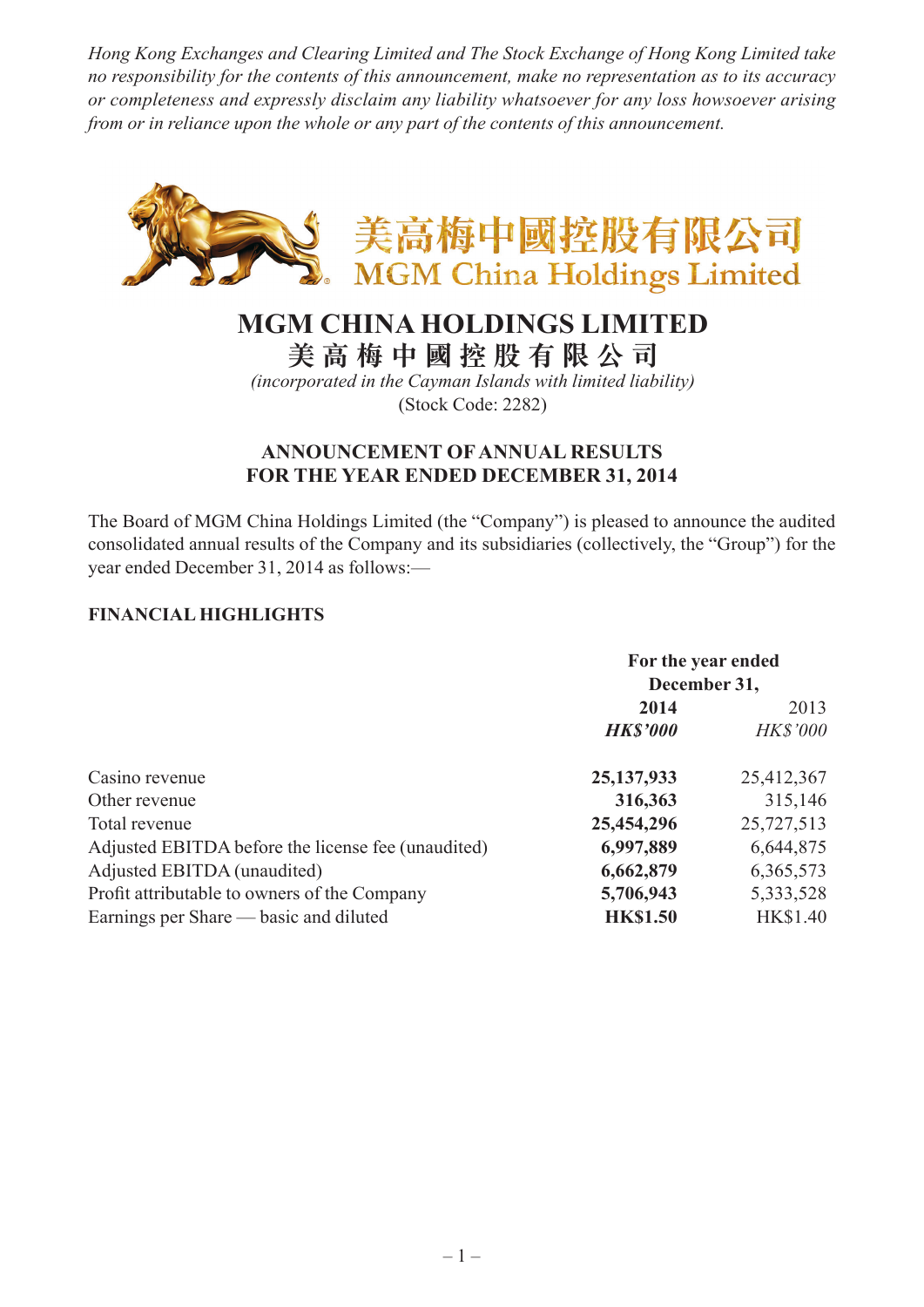*Hong Kong Exchanges and Clearing Limited and The Stock Exchange of Hong Kong Limited take no responsibility for the contents of this announcement, make no representation as to its accuracy or completeness and expressly disclaim any liability whatsoever for any loss howsoever arising from or in reliance upon the whole or any part of the contents of this announcement.*

美高梅中國控股有限公司
MGM China Holdings Limited

# MGM CHINA HOLDINGS LIMITED
# 美高梅中國控股有限公司

*(incorporated in the Cayman Islands with limited liability)*
(Stock Code: 2282)

## ANNOUNCEMENT OF ANNUAL RESULTS FOR THE YEAR ENDED DECEMBER 31, 2014

The Board of MGM China Holdings Limited (the "Company") is pleased to announce the audited consolidated annual results of the Company and its subsidiaries (collectively, the "Group") for the year ended December 31, 2014 as follows:—

### FINANCIAL HIGHLIGHTS

| | For the year ended December 31, | |
|---|---|---|
| | **2014** | 2013 |
| | ***HK$'000*** | *HK$'000* |
| Casino revenue | **25,137,933** | 25,412,367 |
| Other revenue | **316,363** | 315,146 |
| Total revenue | **25,454,296** | 25,727,513 |
| Adjusted EBITDA before the license fee (unaudited) | **6,997,889** | 6,644,875 |
| Adjusted EBITDA (unaudited) | **6,662,879** | 6,365,573 |
| Profit attributable to owners of the Company | **5,706,943** | 5,333,528 |
| Earnings per Share — basic and diluted | **HK$1.50** | HK$1.40 |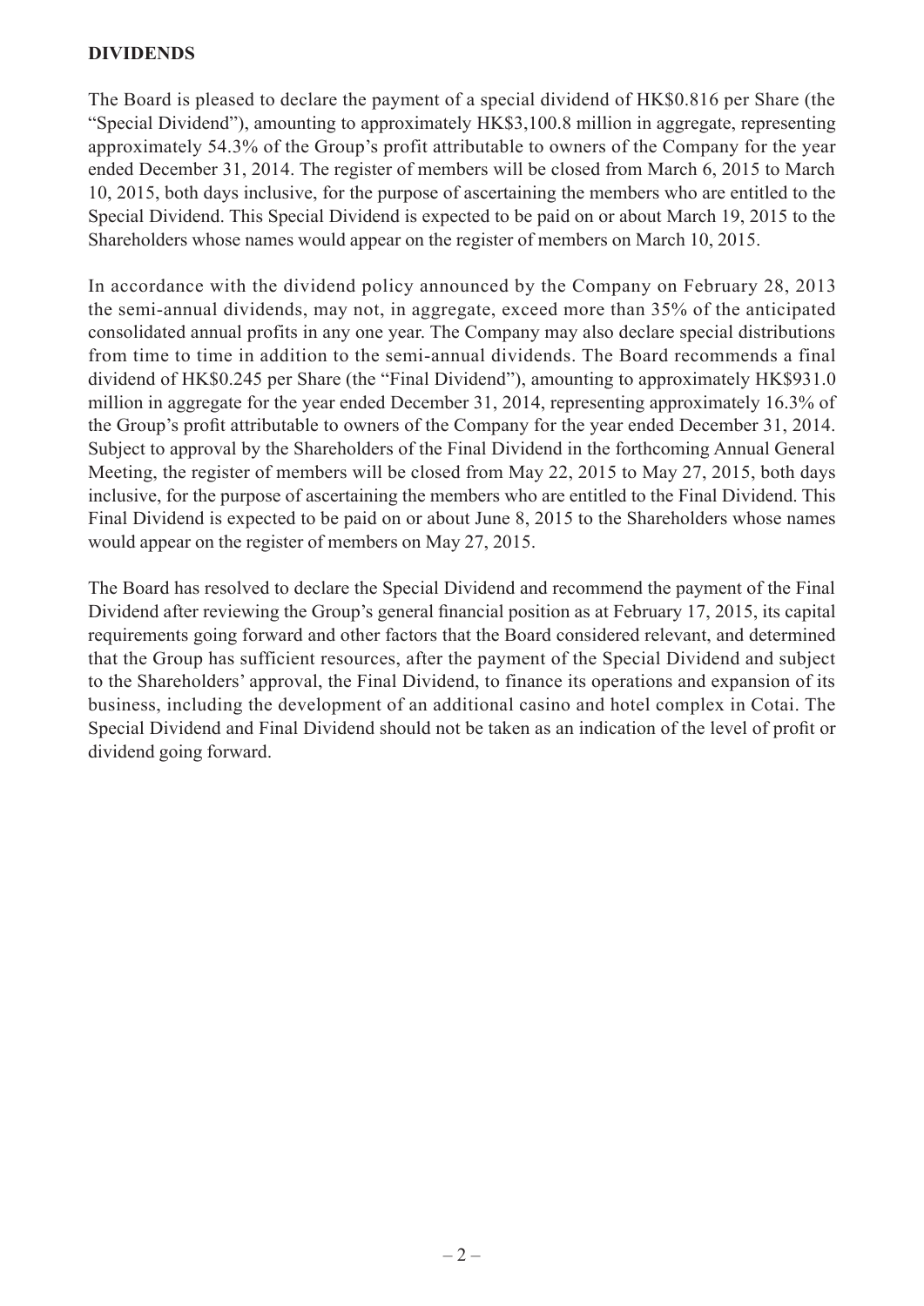**DIVIDENDS**

The Board is pleased to declare the payment of a special dividend of HK$0.816 per Share (the "Special Dividend"), amounting to approximately HK$3,100.8 million in aggregate, representing approximately 54.3% of the Group's profit attributable to owners of the Company for the year ended December 31, 2014. The register of members will be closed from March 6, 2015 to March 10, 2015, both days inclusive, for the purpose of ascertaining the members who are entitled to the Special Dividend. This Special Dividend is expected to be paid on or about March 19, 2015 to the Shareholders whose names would appear on the register of members on March 10, 2015.

In accordance with the dividend policy announced by the Company on February 28, 2013 the semi-annual dividends, may not, in aggregate, exceed more than 35% of the anticipated consolidated annual profits in any one year. The Company may also declare special distributions from time to time in addition to the semi-annual dividends. The Board recommends a final dividend of HK$0.245 per Share (the "Final Dividend"), amounting to approximately HK$931.0 million in aggregate for the year ended December 31, 2014, representing approximately 16.3% of the Group's profit attributable to owners of the Company for the year ended December 31, 2014. Subject to approval by the Shareholders of the Final Dividend in the forthcoming Annual General Meeting, the register of members will be closed from May 22, 2015 to May 27, 2015, both days inclusive, for the purpose of ascertaining the members who are entitled to the Final Dividend. This Final Dividend is expected to be paid on or about June 8, 2015 to the Shareholders whose names would appear on the register of members on May 27, 2015.

The Board has resolved to declare the Special Dividend and recommend the payment of the Final Dividend after reviewing the Group's general financial position as at February 17, 2015, its capital requirements going forward and other factors that the Board considered relevant, and determined that the Group has sufficient resources, after the payment of the Special Dividend and subject to the Shareholders' approval, the Final Dividend, to finance its operations and expansion of its business, including the development of an additional casino and hotel complex in Cotai. The Special Dividend and Final Dividend should not be taken as an indication of the level of profit or dividend going forward.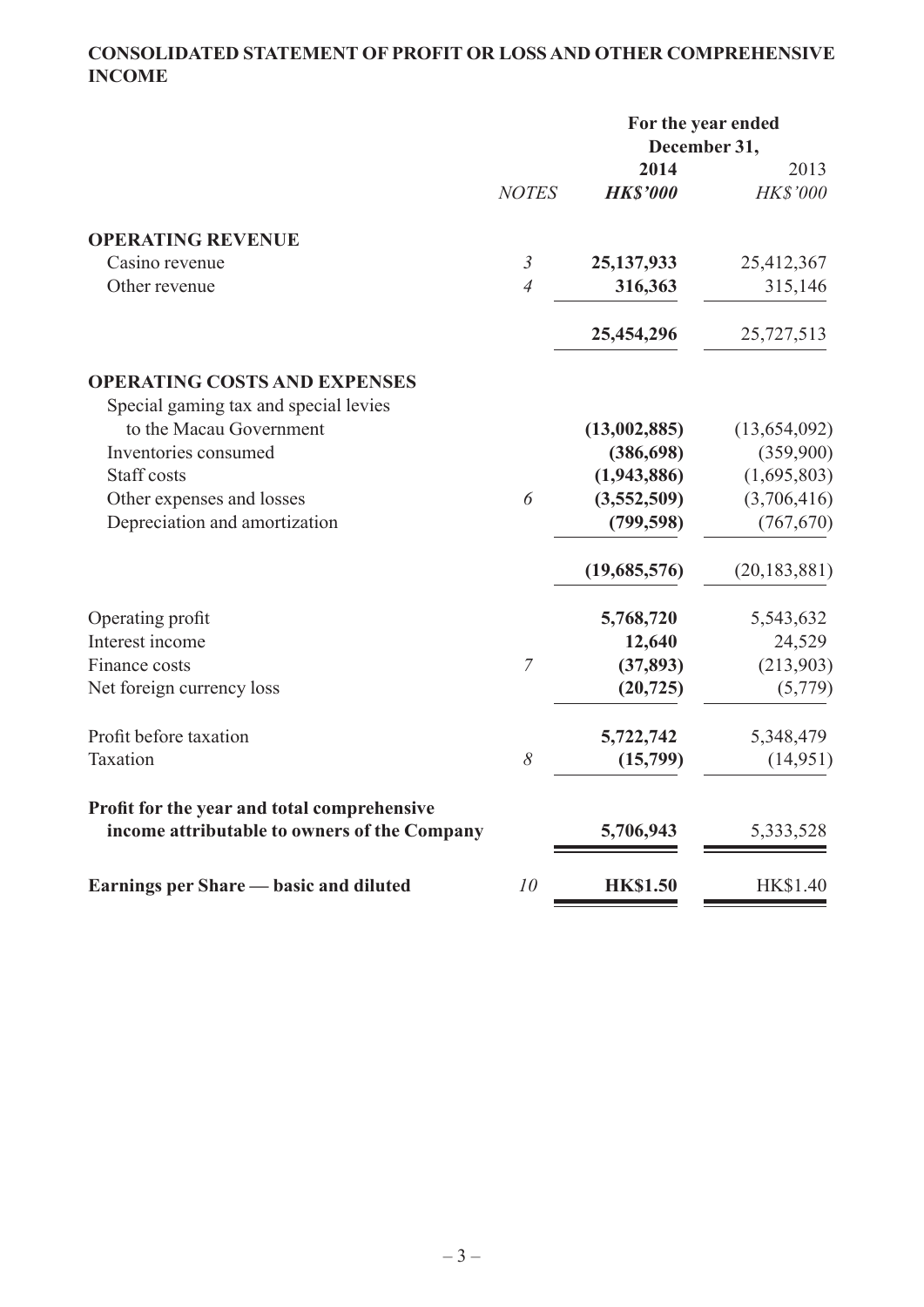## CONSOLIDATED STATEMENT OF PROFIT OR LOSS AND OTHER COMPREHENSIVE INCOME

| | | For the year ended December 31, | |
|---|---|---|---|
| | | **2014** | 2013 |
| | *NOTES* | ***HK$'000*** | *HK$'000* |
| **OPERATING REVENUE** | | | |
| Casino revenue | *3* | **25,137,933** | 25,412,367 |
| Other revenue | *4* | **316,363** | 315,146 |
| | | **25,454,296** | 25,727,513 |
| **OPERATING COSTS AND EXPENSES** | | | |
| Special gaming tax and special levies to the Macau Government | | **(13,002,885)** | (13,654,092) |
| Inventories consumed | | **(386,698)** | (359,900) |
| Staff costs | | **(1,943,886)** | (1,695,803) |
| Other expenses and losses | *6* | **(3,552,509)** | (3,706,416) |
| Depreciation and amortization | | **(799,598)** | (767,670) |
| | | **(19,685,576)** | (20,183,881) |
| Operating profit | | **5,768,720** | 5,543,632 |
| Interest income | | **12,640** | 24,529 |
| Finance costs | *7* | **(37,893)** | (213,903) |
| Net foreign currency loss | | **(20,725)** | (5,779) |
| Profit before taxation | | **5,722,742** | 5,348,479 |
| Taxation | *8* | **(15,799)** | (14,951) |
| **Profit for the year and total comprehensive income attributable to owners of the Company** | | **5,706,943** | 5,333,528 |
| **Earnings per Share — basic and diluted** | *10* | **HK$1.50** | HK$1.40 |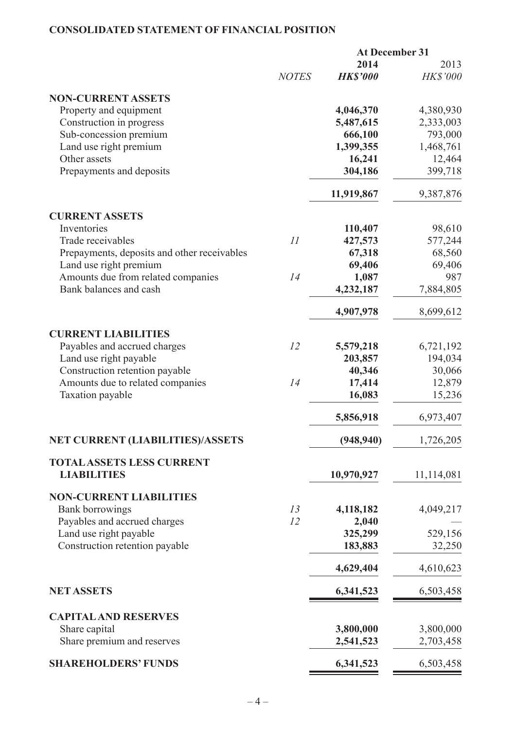## CONSOLIDATED STATEMENT OF FINANCIAL POSITION

| | | At December 31 | |
|---|---|---|---|
| | | **2014** | 2013 |
| | *NOTES* | ***HK$'000*** | *HK$'000* |
| **NON-CURRENT ASSETS** | | | |
| Property and equipment | | **4,046,370** | 4,380,930 |
| Construction in progress | | **5,487,615** | 2,333,003 |
| Sub-concession premium | | **666,100** | 793,000 |
| Land use right premium | | **1,399,355** | 1,468,761 |
| Other assets | | **16,241** | 12,464 |
| Prepayments and deposits | | **304,186** | 399,718 |
| | | **11,919,867** | 9,387,876 |
| **CURRENT ASSETS** | | | |
| Inventories | | **110,407** | 98,610 |
| Trade receivables | *11* | **427,573** | 577,244 |
| Prepayments, deposits and other receivables | | **67,318** | 68,560 |
| Land use right premium | | **69,406** | 69,406 |
| Amounts due from related companies | *14* | **1,087** | 987 |
| Bank balances and cash | | **4,232,187** | 7,884,805 |
| | | **4,907,978** | 8,699,612 |
| **CURRENT LIABILITIES** | | | |
| Payables and accrued charges | *12* | **5,579,218** | 6,721,192 |
| Land use right payable | | **203,857** | 194,034 |
| Construction retention payable | | **40,346** | 30,066 |
| Amounts due to related companies | *14* | **17,414** | 12,879 |
| Taxation payable | | **16,083** | 15,236 |
| | | **5,856,918** | 6,973,407 |
| **NET CURRENT (LIABILITIES)/ASSETS** | | **(948,940)** | 1,726,205 |
| **TOTAL ASSETS LESS CURRENT LIABILITIES** | | **10,970,927** | 11,114,081 |
| **NON-CURRENT LIABILITIES** | | | |
| Bank borrowings | *13* | **4,118,182** | 4,049,217 |
| Payables and accrued charges | *12* | **2,040** | — |
| Land use right payable | | **325,299** | 529,156 |
| Construction retention payable | | **183,883** | 32,250 |
| | | **4,629,404** | 4,610,623 |
| **NET ASSETS** | | **6,341,523** | 6,503,458 |
| **CAPITAL AND RESERVES** | | | |
| Share capital | | **3,800,000** | 3,800,000 |
| Share premium and reserves | | **2,541,523** | 2,703,458 |
| **SHAREHOLDERS' FUNDS** | | **6,341,523** | 6,503,458 |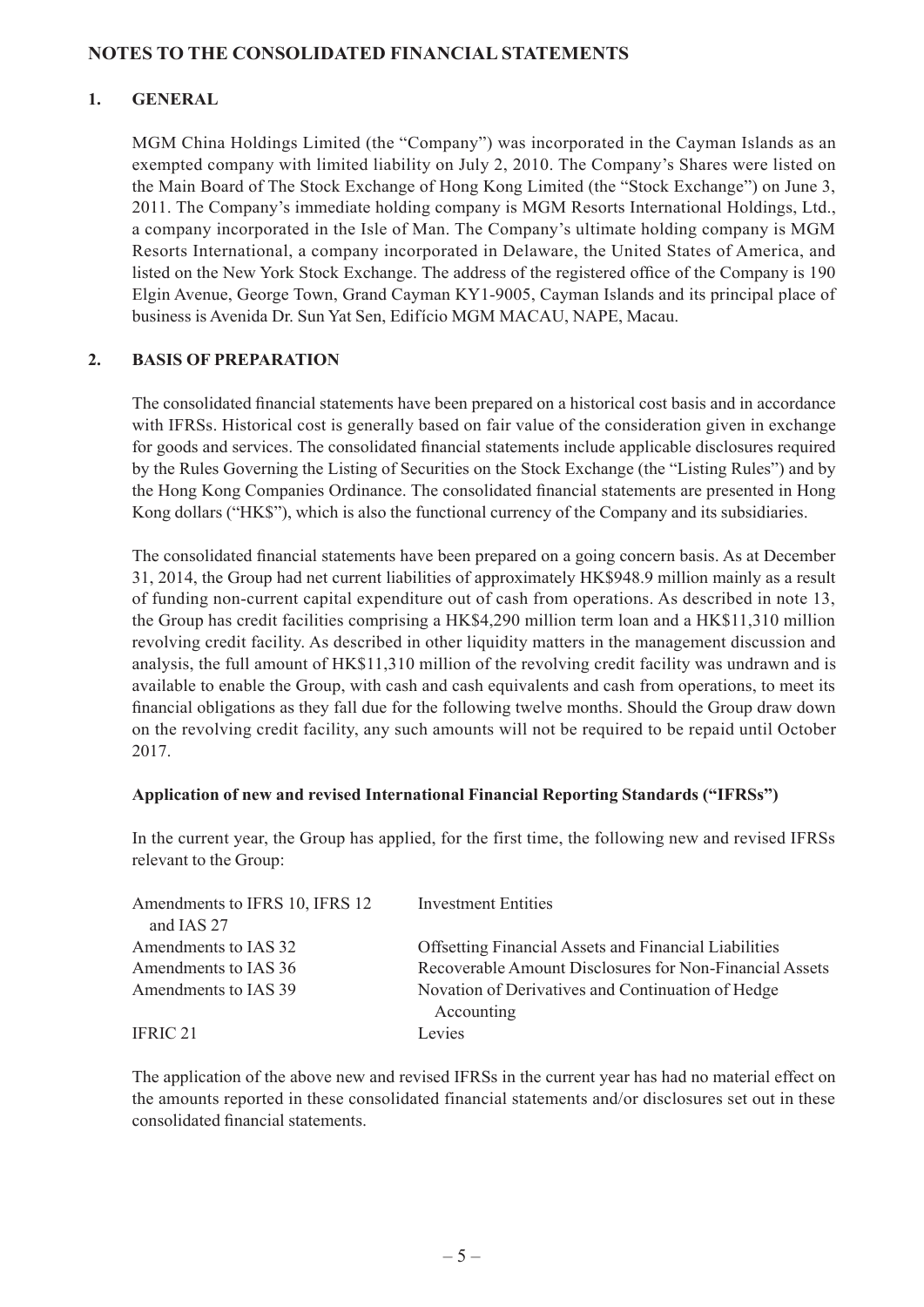## NOTES TO THE CONSOLIDATED FINANCIAL STATEMENTS

### 1. GENERAL

MGM China Holdings Limited (the "Company") was incorporated in the Cayman Islands as an exempted company with limited liability on July 2, 2010. The Company's Shares were listed on the Main Board of The Stock Exchange of Hong Kong Limited (the "Stock Exchange") on June 3, 2011. The Company's immediate holding company is MGM Resorts International Holdings, Ltd., a company incorporated in the Isle of Man. The Company's ultimate holding company is MGM Resorts International, a company incorporated in Delaware, the United States of America, and listed on the New York Stock Exchange. The address of the registered office of the Company is 190 Elgin Avenue, George Town, Grand Cayman KY1-9005, Cayman Islands and its principal place of business is Avenida Dr. Sun Yat Sen, Edifício MGM MACAU, NAPE, Macau.

### 2. BASIS OF PREPARATION

The consolidated financial statements have been prepared on a historical cost basis and in accordance with IFRSs. Historical cost is generally based on fair value of the consideration given in exchange for goods and services. The consolidated financial statements include applicable disclosures required by the Rules Governing the Listing of Securities on the Stock Exchange (the "Listing Rules") and by the Hong Kong Companies Ordinance. The consolidated financial statements are presented in Hong Kong dollars ("HK$"), which is also the functional currency of the Company and its subsidiaries.

The consolidated financial statements have been prepared on a going concern basis. As at December 31, 2014, the Group had net current liabilities of approximately HK$948.9 million mainly as a result of funding non-current capital expenditure out of cash from operations. As described in note 13, the Group has credit facilities comprising a HK$4,290 million term loan and a HK$11,310 million revolving credit facility. As described in other liquidity matters in the management discussion and analysis, the full amount of HK$11,310 million of the revolving credit facility was undrawn and is available to enable the Group, with cash and cash equivalents and cash from operations, to meet its financial obligations as they fall due for the following twelve months. Should the Group draw down on the revolving credit facility, any such amounts will not be required to be repaid until October 2017.

**Application of new and revised International Financial Reporting Standards ("IFRSs")**

In the current year, the Group has applied, for the first time, the following new and revised IFRSs relevant to the Group:

| | |
|---|---|
| Amendments to IFRS 10, IFRS 12 and IAS 27 | Investment Entities |
| Amendments to IAS 32 | Offsetting Financial Assets and Financial Liabilities |
| Amendments to IAS 36 | Recoverable Amount Disclosures for Non-Financial Assets |
| Amendments to IAS 39 | Novation of Derivatives and Continuation of Hedge Accounting |
| IFRIC 21 | Levies |

The application of the above new and revised IFRSs in the current year has had no material effect on the amounts reported in these consolidated financial statements and/or disclosures set out in these consolidated financial statements.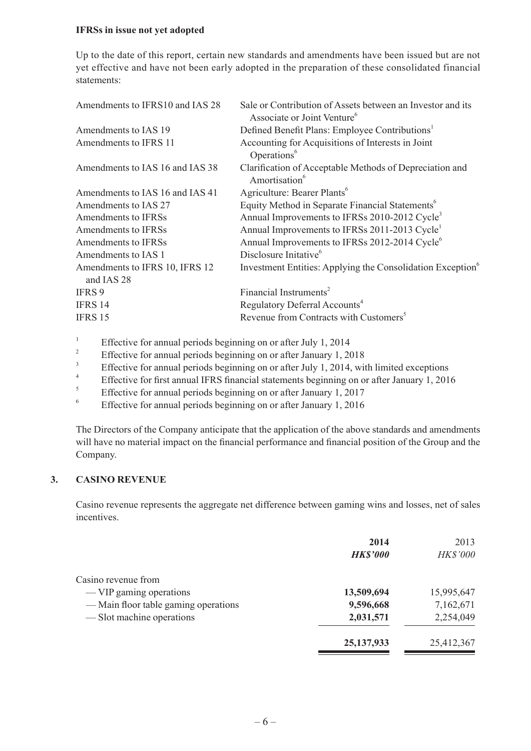**IFRSs in issue not yet adopted**

Up to the date of this report, certain new standards and amendments have been issued but are not yet effective and have not been early adopted in the preparation of these consolidated financial statements:

| | |
|---|---|
| Amendments to IFRS10 and IAS 28 | Sale or Contribution of Assets between an Investor and its Associate or Joint Venture[6] |
| Amendments to IAS 19 | Defined Benefit Plans: Employee Contributions[1] |
| Amendments to IFRS 11 | Accounting for Acquisitions of Interests in Joint Operations[6] |
| Amendments to IAS 16 and IAS 38 | Clarification of Acceptable Methods of Depreciation and Amortisation[6] |
| Amendments to IAS 16 and IAS 41 | Agriculture: Bearer Plants[6] |
| Amendments to IAS 27 | Equity Method in Separate Financial Statements[6] |
| Amendments to IFRSs | Annual Improvements to IFRSs 2010-2012 Cycle[3] |
| Amendments to IFRSs | Annual Improvements to IFRSs 2011-2013 Cycle[1] |
| Amendments to IFRSs | Annual Improvements to IFRSs 2012-2014 Cycle[6] |
| Amendments to IAS 1 | Disclosure Initative[6] |
| Amendments to IFRS 10, IFRS 12 and IAS 28 | Investment Entities: Applying the Consolidation Exception[6] |
| IFRS 9 | Financial Instruments[2] |
| IFRS 14 | Regulatory Deferral Accounts[4] |
| IFRS 15 | Revenue from Contracts with Customers[5] |

[1] Effective for annual periods beginning on or after July 1, 2014
[2] Effective for annual periods beginning on or after January 1, 2018
[3] Effective for annual periods beginning on or after July 1, 2014, with limited exceptions
[4] Effective for first annual IFRS financial statements beginning on or after January 1, 2016
[5] Effective for annual periods beginning on or after January 1, 2017
[6] Effective for annual periods beginning on or after January 1, 2016

The Directors of the Company anticipate that the application of the above standards and amendments will have no material impact on the financial performance and financial position of the Group and the Company.

## 3. CASINO REVENUE

Casino revenue represents the aggregate net difference between gaming wins and losses, net of sales incentives.

| | **2014** | 2013 |
|---|---|---|
| | ***HK$'000*** | *HK$'000* |
| Casino revenue from | | |
| — VIP gaming operations | **13,509,694** | 15,995,647 |
| — Main floor table gaming operations | **9,596,668** | 7,162,671 |
| — Slot machine operations | **2,031,571** | 2,254,049 |
| | **25,137,933** | 25,412,367 |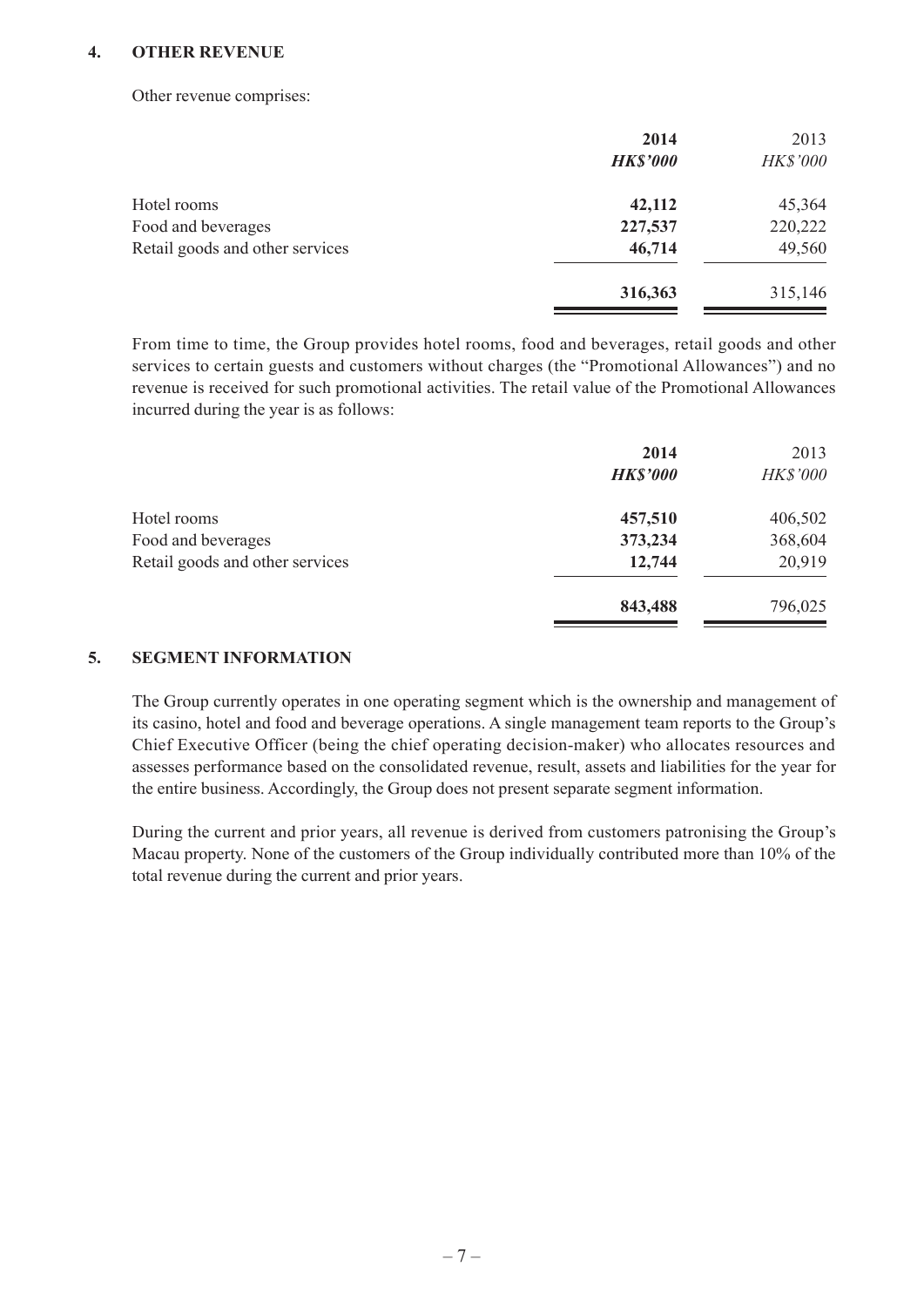## 4. OTHER REVENUE

Other revenue comprises:

| | 2014 | 2013 |
|---|---|---|
| | ***HK$'000*** | *HK$'000* |
| Hotel rooms | **42,112** | 45,364 |
| Food and beverages | **227,537** | 220,222 |
| Retail goods and other services | **46,714** | 49,560 |
| | **316,363** | 315,146 |

From time to time, the Group provides hotel rooms, food and beverages, retail goods and other services to certain guests and customers without charges (the "Promotional Allowances") and no revenue is received for such promotional activities. The retail value of the Promotional Allowances incurred during the year is as follows:

| | 2014 | 2013 |
|---|---|---|
| | ***HK$'000*** | *HK$'000* |
| Hotel rooms | **457,510** | 406,502 |
| Food and beverages | **373,234** | 368,604 |
| Retail goods and other services | **12,744** | 20,919 |
| | **843,488** | 796,025 |

## 5. SEGMENT INFORMATION

The Group currently operates in one operating segment which is the ownership and management of its casino, hotel and food and beverage operations. A single management team reports to the Group's Chief Executive Officer (being the chief operating decision-maker) who allocates resources and assesses performance based on the consolidated revenue, result, assets and liabilities for the year for the entire business. Accordingly, the Group does not present separate segment information.

During the current and prior years, all revenue is derived from customers patronising the Group's Macau property. None of the customers of the Group individually contributed more than 10% of the total revenue during the current and prior years.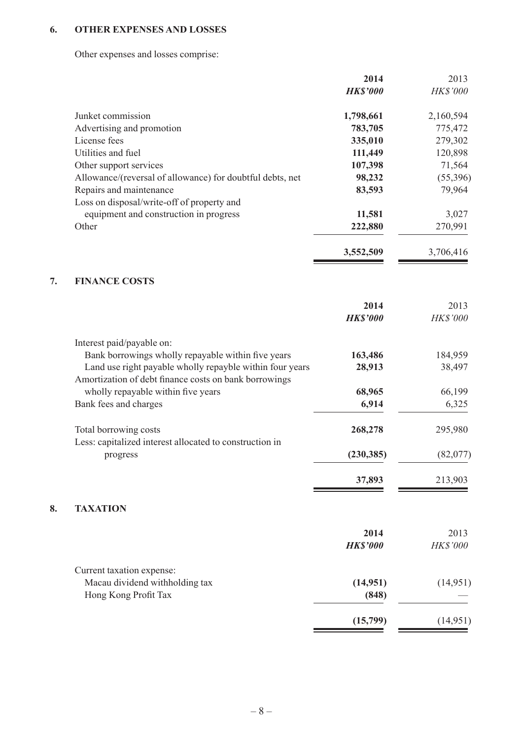## 6. OTHER EXPENSES AND LOSSES

Other expenses and losses comprise:

| | 2014 | 2013 |
|---|---|---|
| | *HK$'000* | *HK$'000* |
| Junket commission | **1,798,661** | 2,160,594 |
| Advertising and promotion | **783,705** | 775,472 |
| License fees | **335,010** | 279,302 |
| Utilities and fuel | **111,449** | 120,898 |
| Other support services | **107,398** | 71,564 |
| Allowance/(reversal of allowance) for doubtful debts, net | **98,232** | (55,396) |
| Repairs and maintenance | **83,593** | 79,964 |
| Loss on disposal/write-off of property and equipment and construction in progress | **11,581** | 3,027 |
| Other | **222,880** | 270,991 |
| | **3,552,509** | 3,706,416 |

## 7. FINANCE COSTS

| | 2014 | 2013 |
|---|---|---|
| | *HK$'000* | *HK$'000* |
| Interest paid/payable on: | | |
| Bank borrowings wholly repayable within five years | **163,486** | 184,959 |
| Land use right payable wholly repayble within four years | **28,913** | 38,497 |
| Amortization of debt finance costs on bank borrowings wholly repayable within five years | **68,965** | 66,199 |
| Bank fees and charges | **6,914** | 6,325 |
| Total borrowing costs | **268,278** | 295,980 |
| Less: capitalized interest allocated to construction in progress | **(230,385)** | (82,077) |
| | **37,893** | 213,903 |

## 8. TAXATION

| | 2014 | 2013 |
|---|---|---|
| | *HK$'000* | *HK$'000* |
| Current taxation expense: | | |
| Macau dividend withholding tax | **(14,951)** | (14,951) |
| Hong Kong Profit Tax | **(848)** | — |
| | **(15,799)** | (14,951) |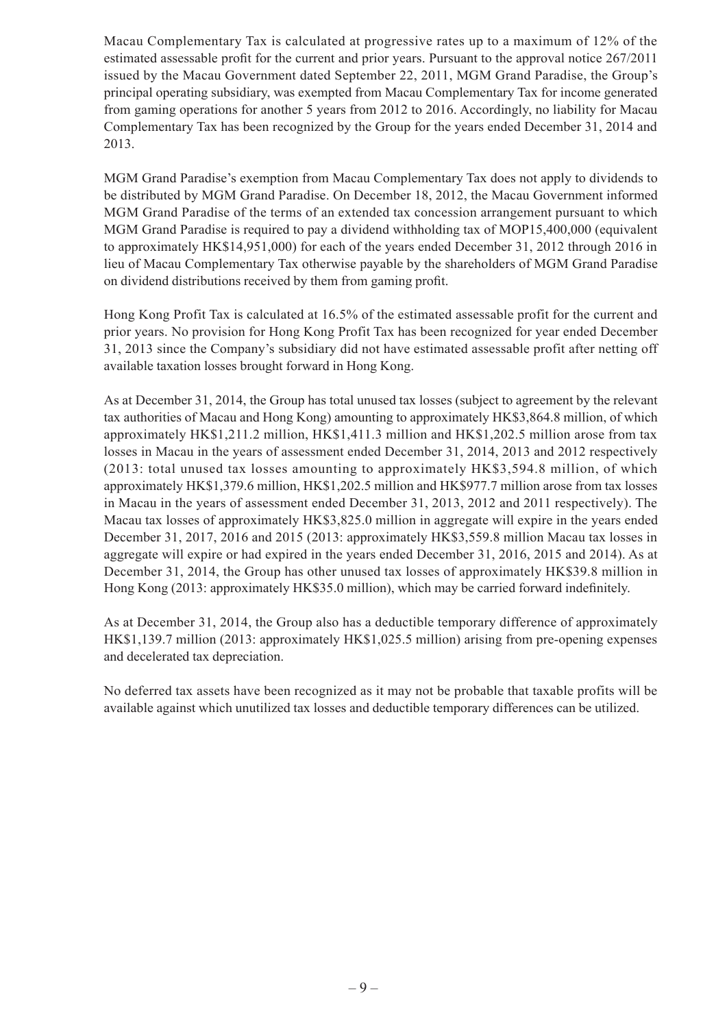Macau Complementary Tax is calculated at progressive rates up to a maximum of 12% of the estimated assessable profit for the current and prior years. Pursuant to the approval notice 267/2011 issued by the Macau Government dated September 22, 2011, MGM Grand Paradise, the Group's principal operating subsidiary, was exempted from Macau Complementary Tax for income generated from gaming operations for another 5 years from 2012 to 2016. Accordingly, no liability for Macau Complementary Tax has been recognized by the Group for the years ended December 31, 2014 and 2013.

MGM Grand Paradise's exemption from Macau Complementary Tax does not apply to dividends to be distributed by MGM Grand Paradise. On December 18, 2012, the Macau Government informed MGM Grand Paradise of the terms of an extended tax concession arrangement pursuant to which MGM Grand Paradise is required to pay a dividend withholding tax of MOP15,400,000 (equivalent to approximately HK$14,951,000) for each of the years ended December 31, 2012 through 2016 in lieu of Macau Complementary Tax otherwise payable by the shareholders of MGM Grand Paradise on dividend distributions received by them from gaming profit.

Hong Kong Profit Tax is calculated at 16.5% of the estimated assessable profit for the current and prior years. No provision for Hong Kong Profit Tax has been recognized for year ended December 31, 2013 since the Company's subsidiary did not have estimated assessable profit after netting off available taxation losses brought forward in Hong Kong.

As at December 31, 2014, the Group has total unused tax losses (subject to agreement by the relevant tax authorities of Macau and Hong Kong) amounting to approximately HK$3,864.8 million, of which approximately HK$1,211.2 million, HK$1,411.3 million and HK$1,202.5 million arose from tax losses in Macau in the years of assessment ended December 31, 2014, 2013 and 2012 respectively (2013: total unused tax losses amounting to approximately HK$3,594.8 million, of which approximately HK$1,379.6 million, HK$1,202.5 million and HK$977.7 million arose from tax losses in Macau in the years of assessment ended December 31, 2013, 2012 and 2011 respectively). The Macau tax losses of approximately HK$3,825.0 million in aggregate will expire in the years ended December 31, 2017, 2016 and 2015 (2013: approximately HK$3,559.8 million Macau tax losses in aggregate will expire or had expired in the years ended December 31, 2016, 2015 and 2014). As at December 31, 2014, the Group has other unused tax losses of approximately HK$39.8 million in Hong Kong (2013: approximately HK$35.0 million), which may be carried forward indefinitely.

As at December 31, 2014, the Group also has a deductible temporary difference of approximately HK$1,139.7 million (2013: approximately HK$1,025.5 million) arising from pre-opening expenses and decelerated tax depreciation.

No deferred tax assets have been recognized as it may not be probable that taxable profits will be available against which unutilized tax losses and deductible temporary differences can be utilized.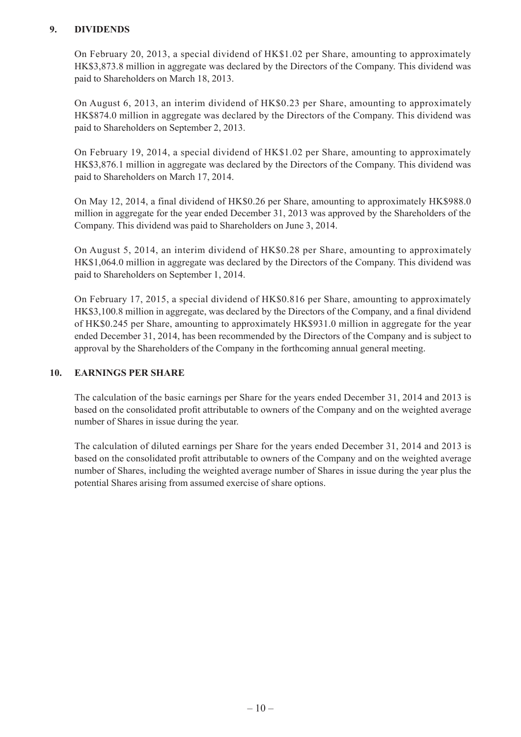## 9. DIVIDENDS

On February 20, 2013, a special dividend of HK$1.02 per Share, amounting to approximately HK$3,873.8 million in aggregate was declared by the Directors of the Company. This dividend was paid to Shareholders on March 18, 2013.

On August 6, 2013, an interim dividend of HK$0.23 per Share, amounting to approximately HK$874.0 million in aggregate was declared by the Directors of the Company. This dividend was paid to Shareholders on September 2, 2013.

On February 19, 2014, a special dividend of HK$1.02 per Share, amounting to approximately HK$3,876.1 million in aggregate was declared by the Directors of the Company. This dividend was paid to Shareholders on March 17, 2014.

On May 12, 2014, a final dividend of HK$0.26 per Share, amounting to approximately HK$988.0 million in aggregate for the year ended December 31, 2013 was approved by the Shareholders of the Company. This dividend was paid to Shareholders on June 3, 2014.

On August 5, 2014, an interim dividend of HK$0.28 per Share, amounting to approximately HK$1,064.0 million in aggregate was declared by the Directors of the Company. This dividend was paid to Shareholders on September 1, 2014.

On February 17, 2015, a special dividend of HK$0.816 per Share, amounting to approximately HK$3,100.8 million in aggregate, was declared by the Directors of the Company, and a final dividend of HK$0.245 per Share, amounting to approximately HK$931.0 million in aggregate for the year ended December 31, 2014, has been recommended by the Directors of the Company and is subject to approval by the Shareholders of the Company in the forthcoming annual general meeting.

## 10. EARNINGS PER SHARE

The calculation of the basic earnings per Share for the years ended December 31, 2014 and 2013 is based on the consolidated profit attributable to owners of the Company and on the weighted average number of Shares in issue during the year.

The calculation of diluted earnings per Share for the years ended December 31, 2014 and 2013 is based on the consolidated profit attributable to owners of the Company and on the weighted average number of Shares, including the weighted average number of Shares in issue during the year plus the potential Shares arising from assumed exercise of share options.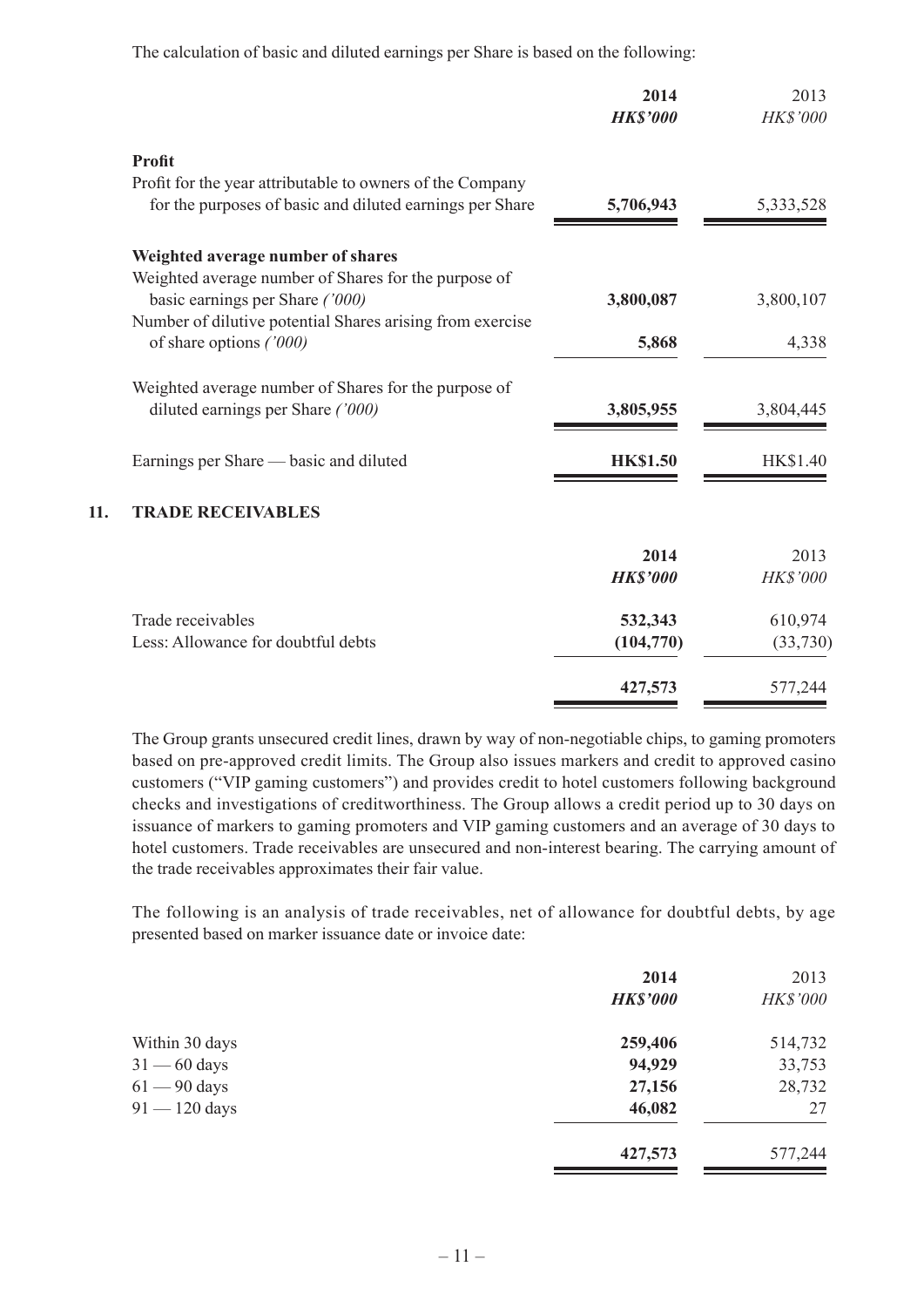The calculation of basic and diluted earnings per Share is based on the following:

| | 2014 | 2013 |
|---|---|---|
| | ***HK$'000*** | *HK$'000* |
| **Profit** | | |
| Profit for the year attributable to owners of the Company for the purposes of basic and diluted earnings per Share | **5,706,943** | 5,333,528 |
| **Weighted average number of shares** | | |
| Weighted average number of Shares for the purpose of basic earnings per Share *('000)* | **3,800,087** | 3,800,107 |
| Number of dilutive potential Shares arising from exercise of share options *('000)* | **5,868** | 4,338 |
| Weighted average number of Shares for the purpose of diluted earnings per Share *('000)* | **3,805,955** | 3,804,445 |
| Earnings per Share — basic and diluted | **HK$1.50** | HK$1.40 |

## 11. TRADE RECEIVABLES

| | 2014 | 2013 |
|---|---|---|
| | ***HK$'000*** | *HK$'000* |
| Trade receivables | **532,343** | 610,974 |
| Less: Allowance for doubtful debts | **(104,770)** | (33,730) |
| | **427,573** | 577,244 |

The Group grants unsecured credit lines, drawn by way of non-negotiable chips, to gaming promoters based on pre-approved credit limits. The Group also issues markers and credit to approved casino customers ("VIP gaming customers") and provides credit to hotel customers following background checks and investigations of creditworthiness. The Group allows a credit period up to 30 days on issuance of markers to gaming promoters and VIP gaming customers and an average of 30 days to hotel customers. Trade receivables are unsecured and non-interest bearing. The carrying amount of the trade receivables approximates their fair value.

The following is an analysis of trade receivables, net of allowance for doubtful debts, by age presented based on marker issuance date or invoice date:

| | 2014 | 2013 |
|---|---|---|
| | ***HK$'000*** | *HK$'000* |
| Within 30 days | **259,406** | 514,732 |
| 31 — 60 days | **94,929** | 33,753 |
| 61 — 90 days | **27,156** | 28,732 |
| 91 — 120 days | **46,082** | 27 |
| | **427,573** | 577,244 |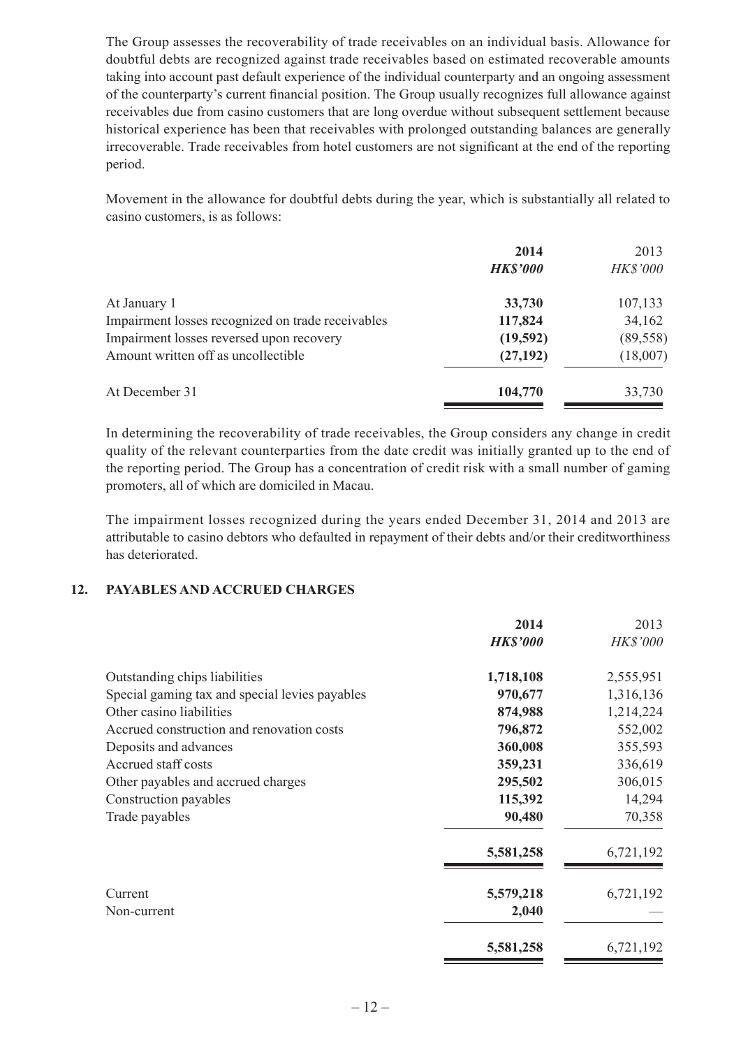The Group assesses the recoverability of trade receivables on an individual basis. Allowance for doubtful debts are recognized against trade receivables based on estimated recoverable amounts taking into account past default experience of the individual counterparty and an ongoing assessment of the counterparty's current financial position. The Group usually recognizes full allowance against receivables due from casino customers that are long overdue without subsequent settlement because historical experience has been that receivables with prolonged outstanding balances are generally irrecoverable. Trade receivables from hotel customers are not significant at the end of the reporting period.

Movement in the allowance for doubtful debts during the year, which is substantially all related to casino customers, is as follows:

| | **2014** | 2013 |
|---|---|---|
| | ***HK$'000*** | *HK$'000* |
| At January 1 | **33,730** | 107,133 |
| Impairment losses recognized on trade receivables | **117,824** | 34,162 |
| Impairment losses reversed upon recovery | **(19,592)** | (89,558) |
| Amount written off as uncollectible | **(27,192)** | (18,007) |
| At December 31 | **104,770** | 33,730 |

In determining the recoverability of trade receivables, the Group considers any change in credit quality of the relevant counterparties from the date credit was initially granted up to the end of the reporting period. The Group has a concentration of credit risk with a small number of gaming promoters, all of which are domiciled in Macau.

The impairment losses recognized during the years ended December 31, 2014 and 2013 are attributable to casino debtors who defaulted in repayment of their debts and/or their creditworthiness has deteriorated.

## 12. PAYABLES AND ACCRUED CHARGES

| | **2014** | 2013 |
|---|---|---|
| | ***HK$'000*** | *HK$'000* |
| Outstanding chips liabilities | **1,718,108** | 2,555,951 |
| Special gaming tax and special levies payables | **970,677** | 1,316,136 |
| Other casino liabilities | **874,988** | 1,214,224 |
| Accrued construction and renovation costs | **796,872** | 552,002 |
| Deposits and advances | **360,008** | 355,593 |
| Accrued staff costs | **359,231** | 336,619 |
| Other payables and accrued charges | **295,502** | 306,015 |
| Construction payables | **115,392** | 14,294 |
| Trade payables | **90,480** | 70,358 |
| | **5,581,258** | 6,721,192 |
| Current | **5,579,218** | 6,721,192 |
| Non-current | **2,040** | — |
| | **5,581,258** | 6,721,192 |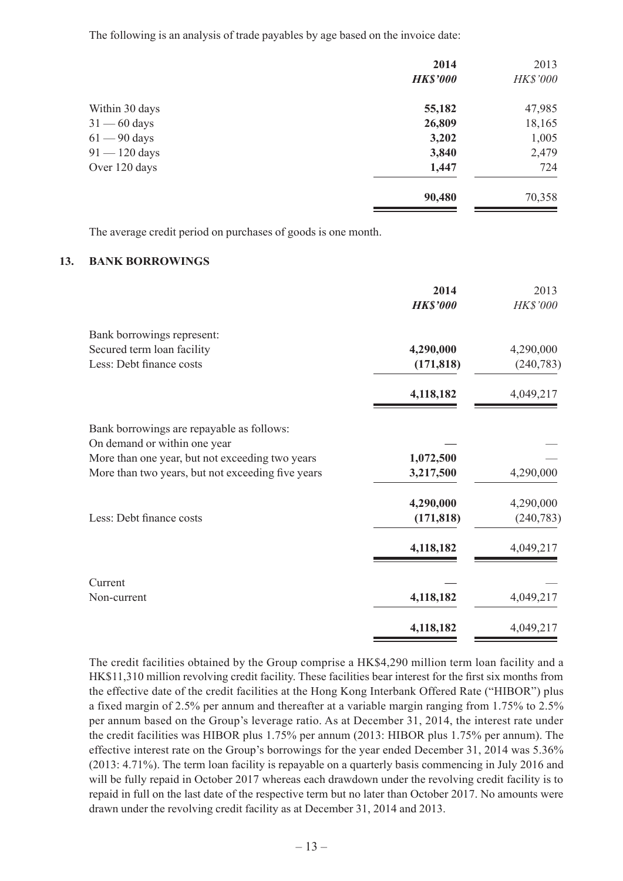The following is an analysis of trade payables by age based on the invoice date:

| | 2014 | 2013 |
|---|---|---|
| | ***HK$'000*** | *HK$'000* |
| Within 30 days | **55,182** | 47,985 |
| 31 — 60 days | **26,809** | 18,165 |
| 61 — 90 days | **3,202** | 1,005 |
| 91 — 120 days | **3,840** | 2,479 |
| Over 120 days | **1,447** | 724 |
| | **90,480** | 70,358 |

The average credit period on purchases of goods is one month.

## 13. BANK BORROWINGS

| | 2014 | 2013 |
|---|---|---|
| | ***HK$'000*** | *HK$'000* |
| Bank borrowings represent: | | |
| Secured term loan facility | **4,290,000** | 4,290,000 |
| Less: Debt finance costs | **(171,818)** | (240,783) |
| | **4,118,182** | 4,049,217 |
| Bank borrowings are repayable as follows: | | |
| On demand or within one year | **—** | — |
| More than one year, but not exceeding two years | **1,072,500** | — |
| More than two years, but not exceeding five years | **3,217,500** | 4,290,000 |
| | **4,290,000** | 4,290,000 |
| Less: Debt finance costs | **(171,818)** | (240,783) |
| | **4,118,182** | 4,049,217 |
| Current | **—** | — |
| Non-current | **4,118,182** | 4,049,217 |
| | **4,118,182** | 4,049,217 |

The credit facilities obtained by the Group comprise a HK$4,290 million term loan facility and a HK$11,310 million revolving credit facility. These facilities bear interest for the first six months from the effective date of the credit facilities at the Hong Kong Interbank Offered Rate ("HIBOR") plus a fixed margin of 2.5% per annum and thereafter at a variable margin ranging from 1.75% to 2.5% per annum based on the Group's leverage ratio. As at December 31, 2014, the interest rate under the credit facilities was HIBOR plus 1.75% per annum (2013: HIBOR plus 1.75% per annum). The effective interest rate on the Group's borrowings for the year ended December 31, 2014 was 5.36% (2013: 4.71%). The term loan facility is repayable on a quarterly basis commencing in July 2016 and will be fully repaid in October 2017 whereas each drawdown under the revolving credit facility is to repaid in full on the last date of the respective term but no later than October 2017. No amounts were drawn under the revolving credit facility as at December 31, 2014 and 2013.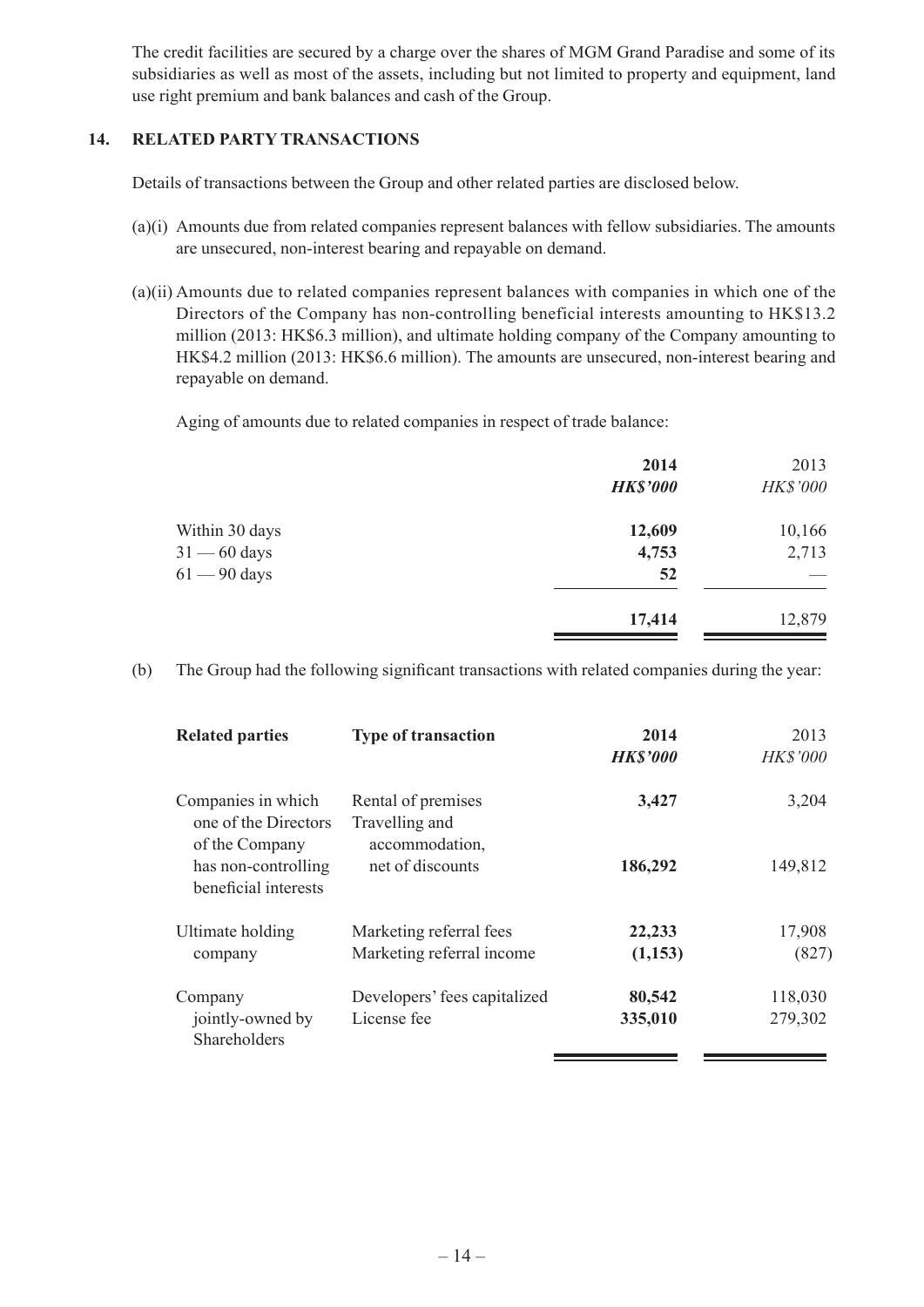The credit facilities are secured by a charge over the shares of MGM Grand Paradise and some of its subsidiaries as well as most of the assets, including but not limited to property and equipment, land use right premium and bank balances and cash of the Group.

## 14. RELATED PARTY TRANSACTIONS

Details of transactions between the Group and other related parties are disclosed below.

(a)(i) Amounts due from related companies represent balances with fellow subsidiaries. The amounts are unsecured, non-interest bearing and repayable on demand.

(a)(ii) Amounts due to related companies represent balances with companies in which one of the Directors of the Company has non-controlling beneficial interests amounting to HK$13.2 million (2013: HK$6.3 million), and ultimate holding company of the Company amounting to HK$4.2 million (2013: HK$6.6 million). The amounts are unsecured, non-interest bearing and repayable on demand.

Aging of amounts due to related companies in respect of trade balance:

| | **2014** | 2013 |
|---|---|---|
| | ***HK$'000*** | *HK$'000* |
| Within 30 days | **12,609** | 10,166 |
| 31 — 60 days | **4,753** | 2,713 |
| 61 — 90 days | **52** | — |
| | **17,414** | 12,879 |

(b) The Group had the following significant transactions with related companies during the year:

| **Related parties** | **Type of transaction** | **2014** | 2013 |
|---|---|---|---|
| | | ***HK$'000*** | *HK$'000* |
| Companies in which one of the Directors of the Company has non-controlling beneficial interests | Rental of premises | **3,427** | 3,204 |
| | Travelling and accommodation, net of discounts | **186,292** | 149,812 |
| Ultimate holding company | Marketing referral fees | **22,233** | 17,908 |
| | Marketing referral income | **(1,153)** | (827) |
| Company jointly-owned by Shareholders | Developers' fees capitalized | **80,542** | 118,030 |
| | License fee | **335,010** | 279,302 |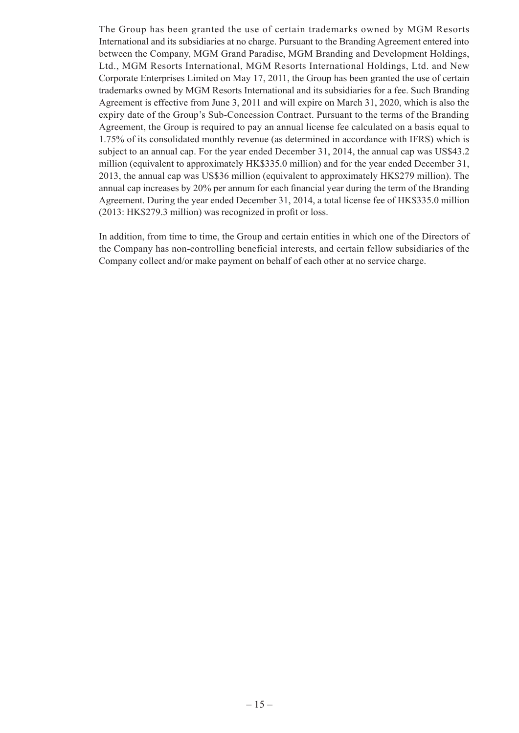The Group has been granted the use of certain trademarks owned by MGM Resorts International and its subsidiaries at no charge. Pursuant to the Branding Agreement entered into between the Company, MGM Grand Paradise, MGM Branding and Development Holdings, Ltd., MGM Resorts International, MGM Resorts International Holdings, Ltd. and New Corporate Enterprises Limited on May 17, 2011, the Group has been granted the use of certain trademarks owned by MGM Resorts International and its subsidiaries for a fee. Such Branding Agreement is effective from June 3, 2011 and will expire on March 31, 2020, which is also the expiry date of the Group's Sub-Concession Contract. Pursuant to the terms of the Branding Agreement, the Group is required to pay an annual license fee calculated on a basis equal to 1.75% of its consolidated monthly revenue (as determined in accordance with IFRS) which is subject to an annual cap. For the year ended December 31, 2014, the annual cap was US$43.2 million (equivalent to approximately HK$335.0 million) and for the year ended December 31, 2013, the annual cap was US$36 million (equivalent to approximately HK$279 million). The annual cap increases by 20% per annum for each financial year during the term of the Branding Agreement. During the year ended December 31, 2014, a total license fee of HK$335.0 million (2013: HK$279.3 million) was recognized in profit or loss.

In addition, from time to time, the Group and certain entities in which one of the Directors of the Company has non-controlling beneficial interests, and certain fellow subsidiaries of the Company collect and/or make payment on behalf of each other at no service charge.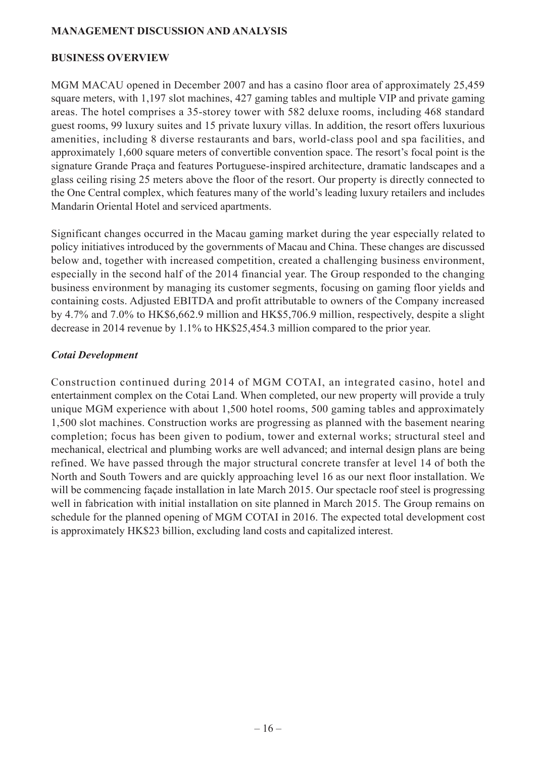## MANAGEMENT DISCUSSION AND ANALYSIS

### BUSINESS OVERVIEW

MGM MACAU opened in December 2007 and has a casino floor area of approximately 25,459 square meters, with 1,197 slot machines, 427 gaming tables and multiple VIP and private gaming areas. The hotel comprises a 35-storey tower with 582 deluxe rooms, including 468 standard guest rooms, 99 luxury suites and 15 private luxury villas. In addition, the resort offers luxurious amenities, including 8 diverse restaurants and bars, world-class pool and spa facilities, and approximately 1,600 square meters of convertible convention space. The resort's focal point is the signature Grande Praça and features Portuguese-inspired architecture, dramatic landscapes and a glass ceiling rising 25 meters above the floor of the resort. Our property is directly connected to the One Central complex, which features many of the world's leading luxury retailers and includes Mandarin Oriental Hotel and serviced apartments.

Significant changes occurred in the Macau gaming market during the year especially related to policy initiatives introduced by the governments of Macau and China. These changes are discussed below and, together with increased competition, created a challenging business environment, especially in the second half of the 2014 financial year. The Group responded to the changing business environment by managing its customer segments, focusing on gaming floor yields and containing costs. Adjusted EBITDA and profit attributable to owners of the Company increased by 4.7% and 7.0% to HK$6,662.9 million and HK$5,706.9 million, respectively, despite a slight decrease in 2014 revenue by 1.1% to HK$25,454.3 million compared to the prior year.

***Cotai Development***

Construction continued during 2014 of MGM COTAI, an integrated casino, hotel and entertainment complex on the Cotai Land. When completed, our new property will provide a truly unique MGM experience with about 1,500 hotel rooms, 500 gaming tables and approximately 1,500 slot machines. Construction works are progressing as planned with the basement nearing completion; focus has been given to podium, tower and external works; structural steel and mechanical, electrical and plumbing works are well advanced; and internal design plans are being refined. We have passed through the major structural concrete transfer at level 14 of both the North and South Towers and are quickly approaching level 16 as our next floor installation. We will be commencing façade installation in late March 2015. Our spectacle roof steel is progressing well in fabrication with initial installation on site planned in March 2015. The Group remains on schedule for the planned opening of MGM COTAI in 2016. The expected total development cost is approximately HK$23 billion, excluding land costs and capitalized interest.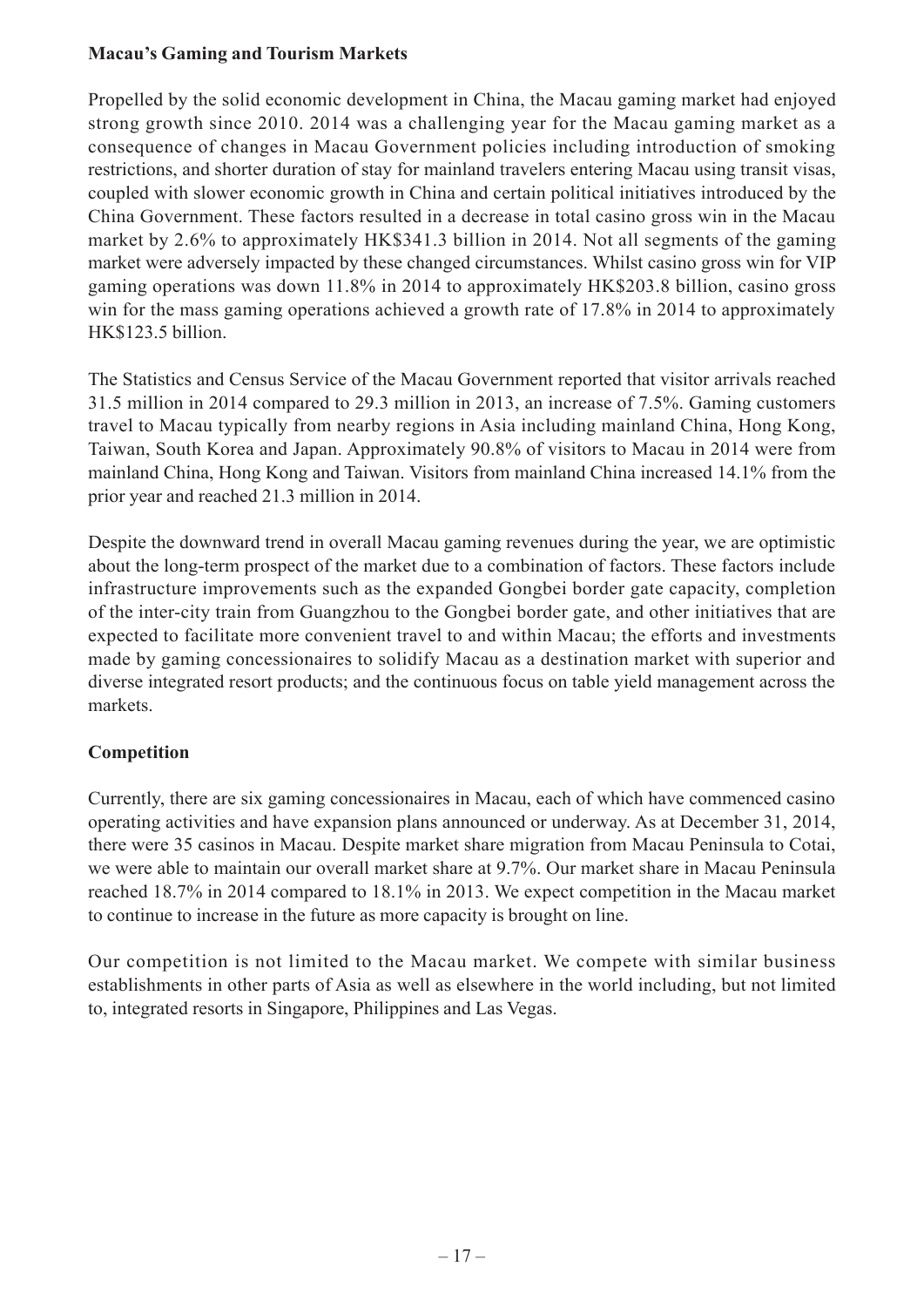**Macau's Gaming and Tourism Markets**

Propelled by the solid economic development in China, the Macau gaming market had enjoyed strong growth since 2010. 2014 was a challenging year for the Macau gaming market as a consequence of changes in Macau Government policies including introduction of smoking restrictions, and shorter duration of stay for mainland travelers entering Macau using transit visas, coupled with slower economic growth in China and certain political initiatives introduced by the China Government. These factors resulted in a decrease in total casino gross win in the Macau market by 2.6% to approximately HK$341.3 billion in 2014. Not all segments of the gaming market were adversely impacted by these changed circumstances. Whilst casino gross win for VIP gaming operations was down 11.8% in 2014 to approximately HK$203.8 billion, casino gross win for the mass gaming operations achieved a growth rate of 17.8% in 2014 to approximately HK$123.5 billion.

The Statistics and Census Service of the Macau Government reported that visitor arrivals reached 31.5 million in 2014 compared to 29.3 million in 2013, an increase of 7.5%. Gaming customers travel to Macau typically from nearby regions in Asia including mainland China, Hong Kong, Taiwan, South Korea and Japan. Approximately 90.8% of visitors to Macau in 2014 were from mainland China, Hong Kong and Taiwan. Visitors from mainland China increased 14.1% from the prior year and reached 21.3 million in 2014.

Despite the downward trend in overall Macau gaming revenues during the year, we are optimistic about the long-term prospect of the market due to a combination of factors. These factors include infrastructure improvements such as the expanded Gongbei border gate capacity, completion of the inter-city train from Guangzhou to the Gongbei border gate, and other initiatives that are expected to facilitate more convenient travel to and within Macau; the efforts and investments made by gaming concessionaires to solidify Macau as a destination market with superior and diverse integrated resort products; and the continuous focus on table yield management across the markets.

**Competition**

Currently, there are six gaming concessionaires in Macau, each of which have commenced casino operating activities and have expansion plans announced or underway. As at December 31, 2014, there were 35 casinos in Macau. Despite market share migration from Macau Peninsula to Cotai, we were able to maintain our overall market share at 9.7%. Our market share in Macau Peninsula reached 18.7% in 2014 compared to 18.1% in 2013. We expect competition in the Macau market to continue to increase in the future as more capacity is brought on line.

Our competition is not limited to the Macau market. We compete with similar business establishments in other parts of Asia as well as elsewhere in the world including, but not limited to, integrated resorts in Singapore, Philippines and Las Vegas.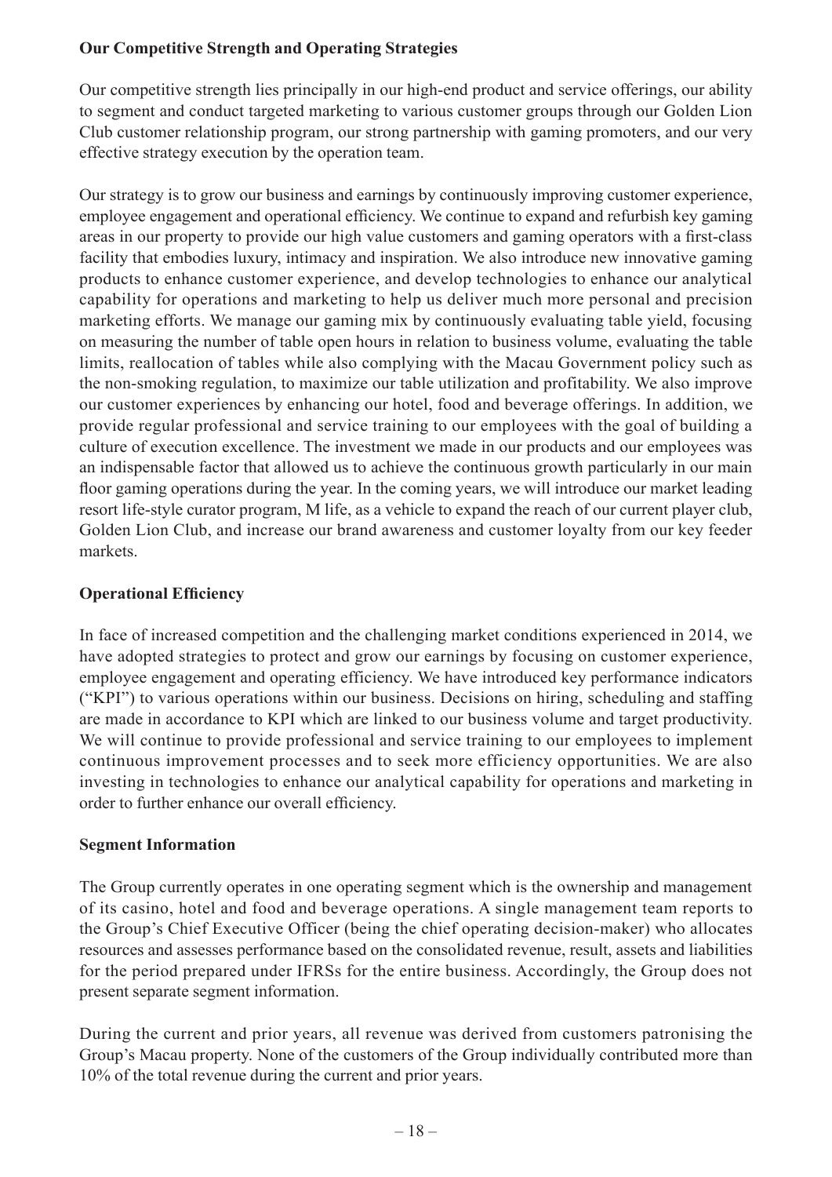**Our Competitive Strength and Operating Strategies**

Our competitive strength lies principally in our high-end product and service offerings, our ability to segment and conduct targeted marketing to various customer groups through our Golden Lion Club customer relationship program, our strong partnership with gaming promoters, and our very effective strategy execution by the operation team.

Our strategy is to grow our business and earnings by continuously improving customer experience, employee engagement and operational efficiency. We continue to expand and refurbish key gaming areas in our property to provide our high value customers and gaming operators with a first-class facility that embodies luxury, intimacy and inspiration. We also introduce new innovative gaming products to enhance customer experience, and develop technologies to enhance our analytical capability for operations and marketing to help us deliver much more personal and precision marketing efforts. We manage our gaming mix by continuously evaluating table yield, focusing on measuring the number of table open hours in relation to business volume, evaluating the table limits, reallocation of tables while also complying with the Macau Government policy such as the non-smoking regulation, to maximize our table utilization and profitability. We also improve our customer experiences by enhancing our hotel, food and beverage offerings. In addition, we provide regular professional and service training to our employees with the goal of building a culture of execution excellence. The investment we made in our products and our employees was an indispensable factor that allowed us to achieve the continuous growth particularly in our main floor gaming operations during the year. In the coming years, we will introduce our market leading resort life-style curator program, M life, as a vehicle to expand the reach of our current player club, Golden Lion Club, and increase our brand awareness and customer loyalty from our key feeder markets.

**Operational Efficiency**

In face of increased competition and the challenging market conditions experienced in 2014, we have adopted strategies to protect and grow our earnings by focusing on customer experience, employee engagement and operating efficiency. We have introduced key performance indicators ("KPI") to various operations within our business. Decisions on hiring, scheduling and staffing are made in accordance to KPI which are linked to our business volume and target productivity. We will continue to provide professional and service training to our employees to implement continuous improvement processes and to seek more efficiency opportunities. We are also investing in technologies to enhance our analytical capability for operations and marketing in order to further enhance our overall efficiency.

**Segment Information**

The Group currently operates in one operating segment which is the ownership and management of its casino, hotel and food and beverage operations. A single management team reports to the Group's Chief Executive Officer (being the chief operating decision-maker) who allocates resources and assesses performance based on the consolidated revenue, result, assets and liabilities for the period prepared under IFRSs for the entire business. Accordingly, the Group does not present separate segment information.

During the current and prior years, all revenue was derived from customers patronising the Group's Macau property. None of the customers of the Group individually contributed more than 10% of the total revenue during the current and prior years.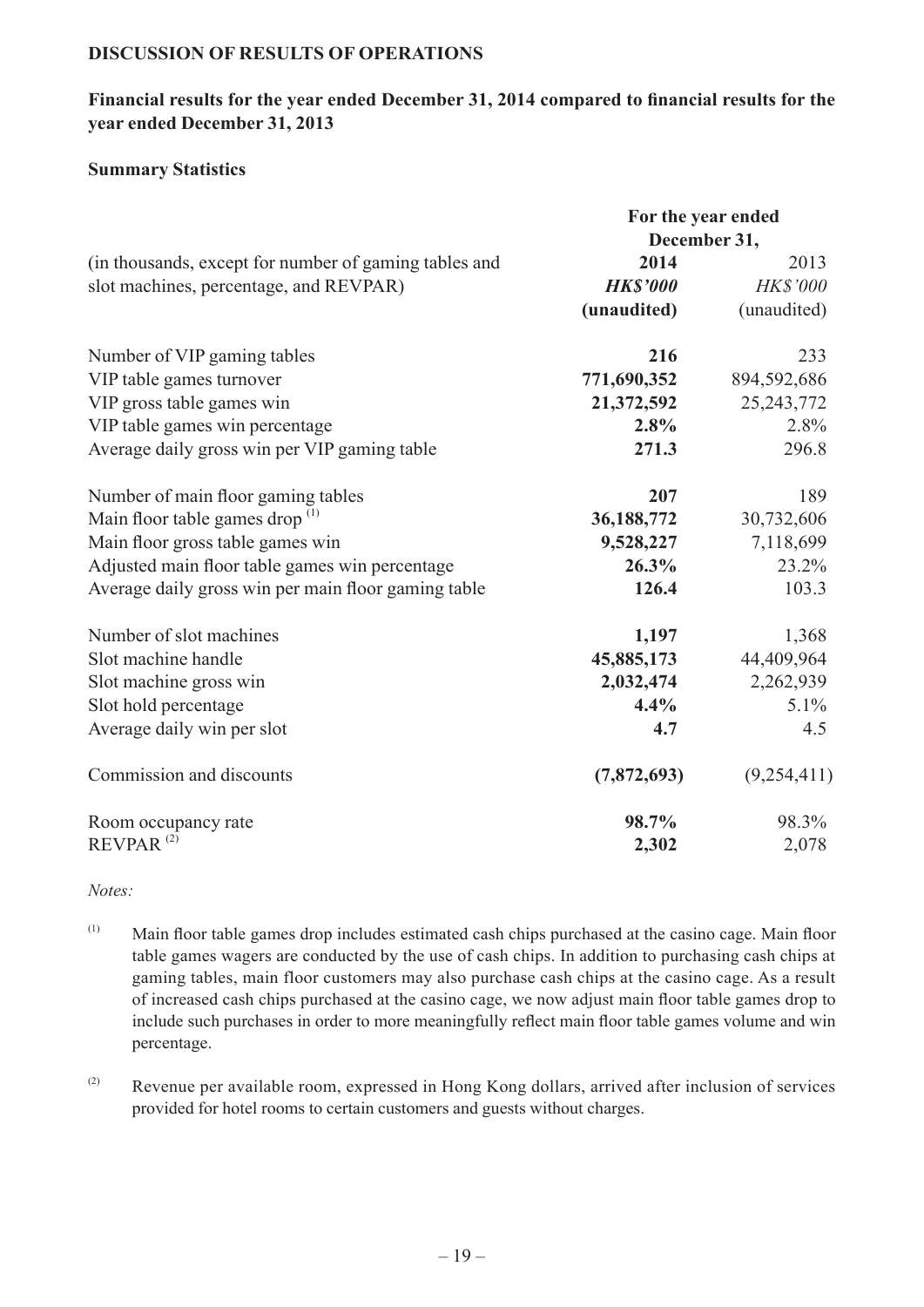## DISCUSSION OF RESULTS OF OPERATIONS

### Financial results for the year ended December 31, 2014 compared to financial results for the year ended December 31, 2013

#### Summary Statistics

| (in thousands, except for number of gaming tables and slot machines, percentage, and REVPAR) | For the year ended December 31, 2014 *HK$'000* (unaudited) | 2013 *HK$'000* (unaudited) |
|---|---|---|
| Number of VIP gaming tables | **216** | 233 |
| VIP table games turnover | **771,690,352** | 894,592,686 |
| VIP gross table games win | **21,372,592** | 25,243,772 |
| VIP table games win percentage | **2.8%** | 2.8% |
| Average daily gross win per VIP gaming table | **271.3** | 296.8 |
| Number of main floor gaming tables | **207** | 189 |
| Main floor table games drop [(1)] | **36,188,772** | 30,732,606 |
| Main floor gross table games win | **9,528,227** | 7,118,699 |
| Adjusted main floor table games win percentage | **26.3%** | 23.2% |
| Average daily gross win per main floor gaming table | **126.4** | 103.3 |
| Number of slot machines | **1,197** | 1,368 |
| Slot machine handle | **45,885,173** | 44,409,964 |
| Slot machine gross win | **2,032,474** | 2,262,939 |
| Slot hold percentage | **4.4%** | 5.1% |
| Average daily win per slot | **4.7** | 4.5 |
| Commission and discounts | **(7,872,693)** | (9,254,411) |
| Room occupancy rate | **98.7%** | 98.3% |
| REVPAR [(2)] | **2,302** | 2,078 |

*Notes:*

(1) Main floor table games drop includes estimated cash chips purchased at the casino cage. Main floor table games wagers are conducted by the use of cash chips. In addition to purchasing cash chips at gaming tables, main floor customers may also purchase cash chips at the casino cage. As a result of increased cash chips purchased at the casino cage, we now adjust main floor table games drop to include such purchases in order to more meaningfully reflect main floor table games volume and win percentage.

(2) Revenue per available room, expressed in Hong Kong dollars, arrived after inclusion of services provided for hotel rooms to certain customers and guests without charges.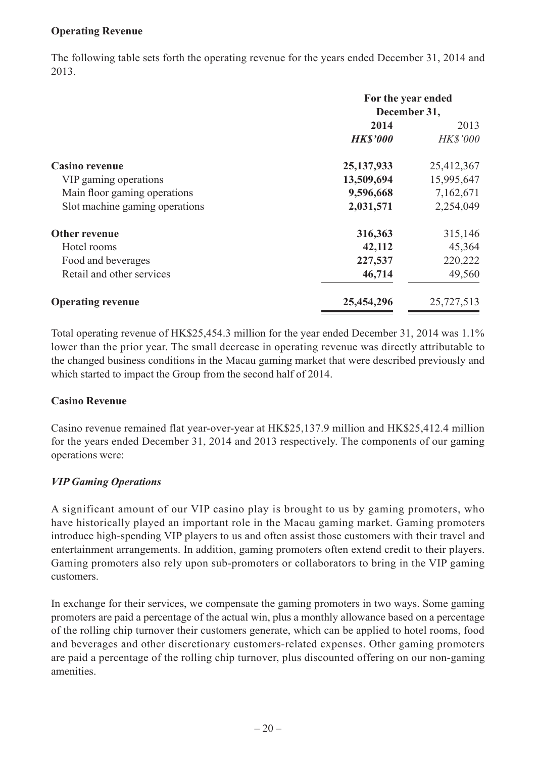**Operating Revenue**

The following table sets forth the operating revenue for the years ended December 31, 2014 and 2013.

| | For the year ended December 31, | |
|---|---|---|
| | **2014** | 2013 |
| | ***HK$'000*** | *HK$'000* |
| **Casino revenue** | **25,137,933** | 25,412,367 |
| VIP gaming operations | **13,509,694** | 15,995,647 |
| Main floor gaming operations | **9,596,668** | 7,162,671 |
| Slot machine gaming operations | **2,031,571** | 2,254,049 |
| **Other revenue** | **316,363** | 315,146 |
| Hotel rooms | **42,112** | 45,364 |
| Food and beverages | **227,537** | 220,222 |
| Retail and other services | **46,714** | 49,560 |
| **Operating revenue** | **25,454,296** | 25,727,513 |

Total operating revenue of HK$25,454.3 million for the year ended December 31, 2014 was 1.1% lower than the prior year. The small decrease in operating revenue was directly attributable to the changed business conditions in the Macau gaming market that were described previously and which started to impact the Group from the second half of 2014.

**Casino Revenue**

Casino revenue remained flat year-over-year at HK$25,137.9 million and HK$25,412.4 million for the years ended December 31, 2014 and 2013 respectively. The components of our gaming operations were:

***VIP Gaming Operations***

A significant amount of our VIP casino play is brought to us by gaming promoters, who have historically played an important role in the Macau gaming market. Gaming promoters introduce high-spending VIP players to us and often assist those customers with their travel and entertainment arrangements. In addition, gaming promoters often extend credit to their players. Gaming promoters also rely upon sub-promoters or collaborators to bring in the VIP gaming customers.

In exchange for their services, we compensate the gaming promoters in two ways. Some gaming promoters are paid a percentage of the actual win, plus a monthly allowance based on a percentage of the rolling chip turnover their customers generate, which can be applied to hotel rooms, food and beverages and other discretionary customers-related expenses. Other gaming promoters are paid a percentage of the rolling chip turnover, plus discounted offering on our non-gaming amenities.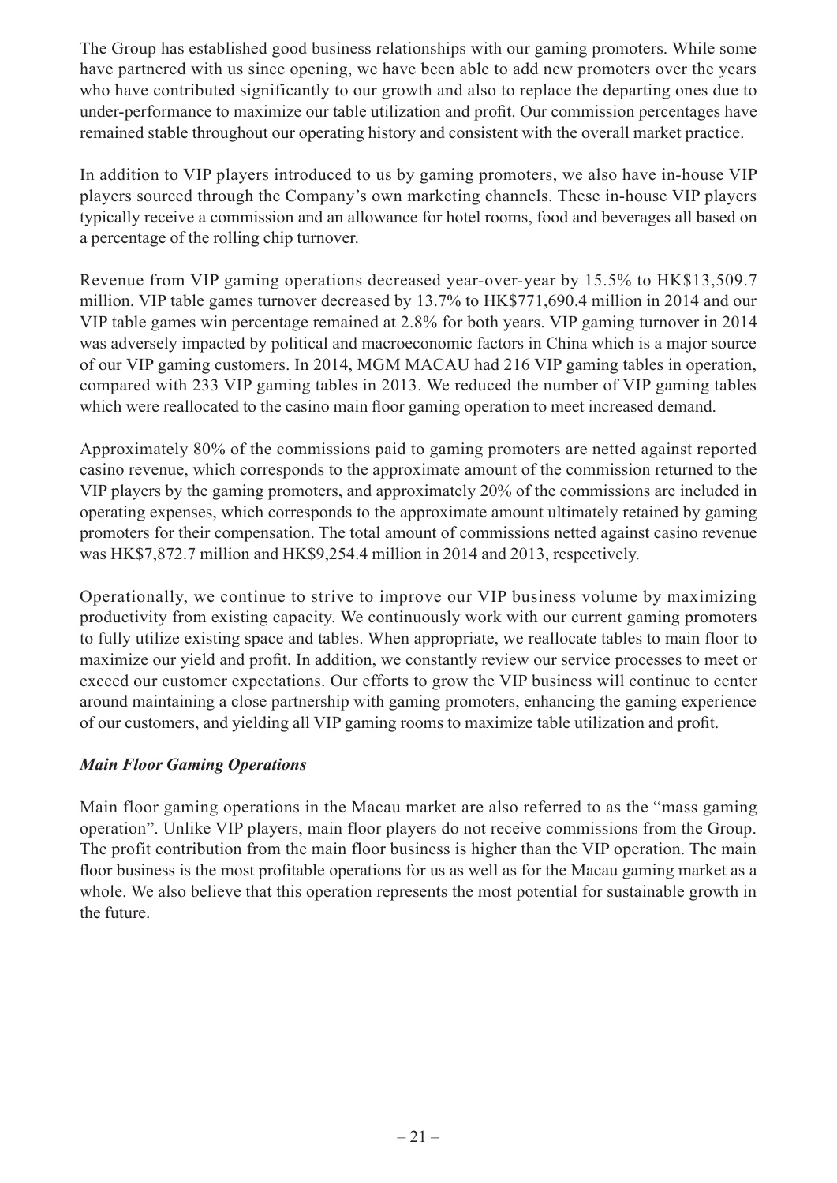The Group has established good business relationships with our gaming promoters. While some have partnered with us since opening, we have been able to add new promoters over the years who have contributed significantly to our growth and also to replace the departing ones due to under-performance to maximize our table utilization and profit. Our commission percentages have remained stable throughout our operating history and consistent with the overall market practice.

In addition to VIP players introduced to us by gaming promoters, we also have in-house VIP players sourced through the Company's own marketing channels. These in-house VIP players typically receive a commission and an allowance for hotel rooms, food and beverages all based on a percentage of the rolling chip turnover.

Revenue from VIP gaming operations decreased year-over-year by 15.5% to HK$13,509.7 million. VIP table games turnover decreased by 13.7% to HK$771,690.4 million in 2014 and our VIP table games win percentage remained at 2.8% for both years. VIP gaming turnover in 2014 was adversely impacted by political and macroeconomic factors in China which is a major source of our VIP gaming customers. In 2014, MGM MACAU had 216 VIP gaming tables in operation, compared with 233 VIP gaming tables in 2013. We reduced the number of VIP gaming tables which were reallocated to the casino main floor gaming operation to meet increased demand.

Approximately 80% of the commissions paid to gaming promoters are netted against reported casino revenue, which corresponds to the approximate amount of the commission returned to the VIP players by the gaming promoters, and approximately 20% of the commissions are included in operating expenses, which corresponds to the approximate amount ultimately retained by gaming promoters for their compensation. The total amount of commissions netted against casino revenue was HK$7,872.7 million and HK$9,254.4 million in 2014 and 2013, respectively.

Operationally, we continue to strive to improve our VIP business volume by maximizing productivity from existing capacity. We continuously work with our current gaming promoters to fully utilize existing space and tables. When appropriate, we reallocate tables to main floor to maximize our yield and profit. In addition, we constantly review our service processes to meet or exceed our customer expectations. Our efforts to grow the VIP business will continue to center around maintaining a close partnership with gaming promoters, enhancing the gaming experience of our customers, and yielding all VIP gaming rooms to maximize table utilization and profit.

***Main Floor Gaming Operations***

Main floor gaming operations in the Macau market are also referred to as the "mass gaming operation". Unlike VIP players, main floor players do not receive commissions from the Group. The profit contribution from the main floor business is higher than the VIP operation. The main floor business is the most profitable operations for us as well as for the Macau gaming market as a whole. We also believe that this operation represents the most potential for sustainable growth in the future.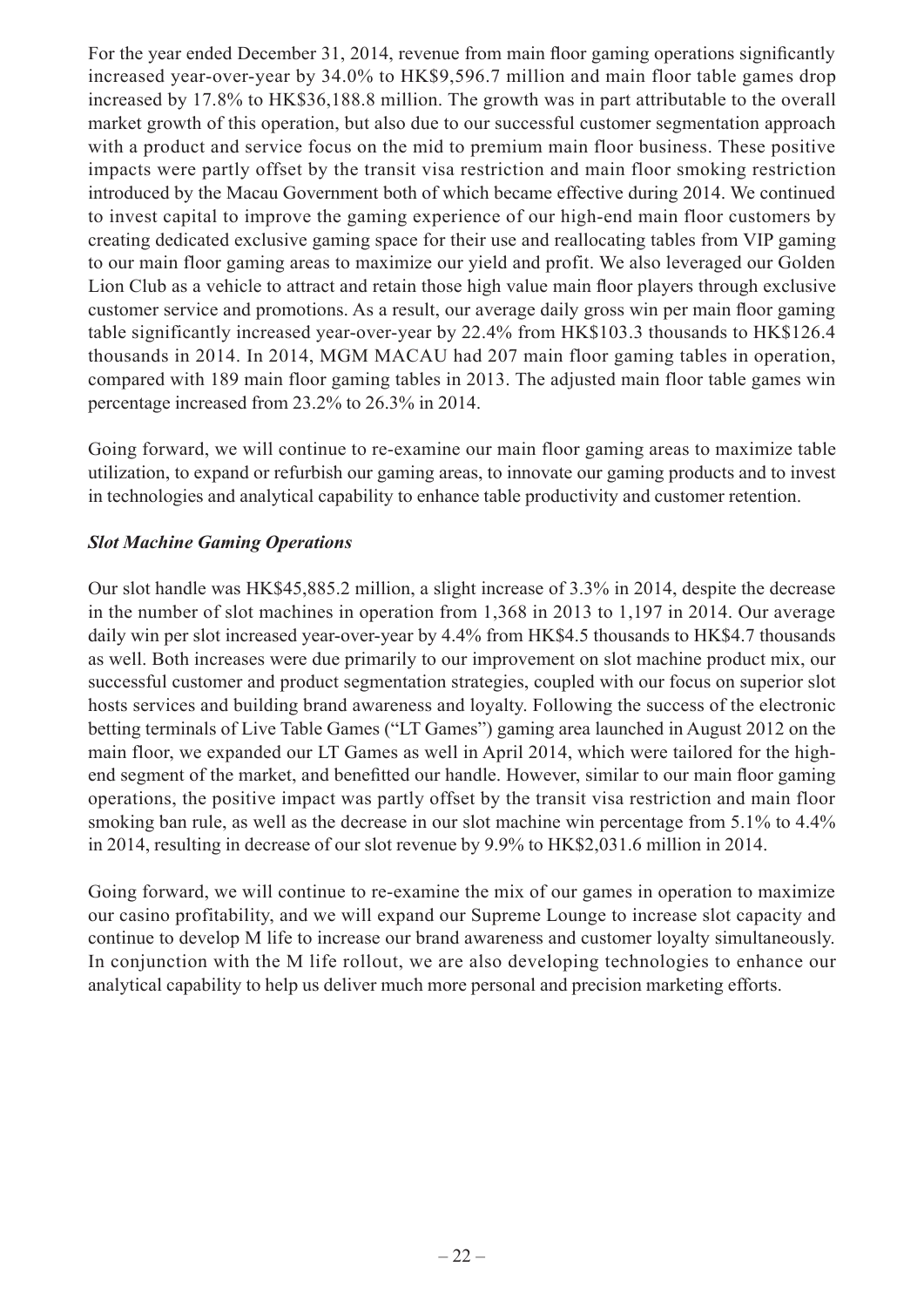For the year ended December 31, 2014, revenue from main floor gaming operations significantly increased year-over-year by 34.0% to HK$9,596.7 million and main floor table games drop increased by 17.8% to HK$36,188.8 million. The growth was in part attributable to the overall market growth of this operation, but also due to our successful customer segmentation approach with a product and service focus on the mid to premium main floor business. These positive impacts were partly offset by the transit visa restriction and main floor smoking restriction introduced by the Macau Government both of which became effective during 2014. We continued to invest capital to improve the gaming experience of our high-end main floor customers by creating dedicated exclusive gaming space for their use and reallocating tables from VIP gaming to our main floor gaming areas to maximize our yield and profit. We also leveraged our Golden Lion Club as a vehicle to attract and retain those high value main floor players through exclusive customer service and promotions. As a result, our average daily gross win per main floor gaming table significantly increased year-over-year by 22.4% from HK$103.3 thousands to HK$126.4 thousands in 2014. In 2014, MGM MACAU had 207 main floor gaming tables in operation, compared with 189 main floor gaming tables in 2013. The adjusted main floor table games win percentage increased from 23.2% to 26.3% in 2014.

Going forward, we will continue to re-examine our main floor gaming areas to maximize table utilization, to expand or refurbish our gaming areas, to innovate our gaming products and to invest in technologies and analytical capability to enhance table productivity and customer retention.

***Slot Machine Gaming Operations***

Our slot handle was HK$45,885.2 million, a slight increase of 3.3% in 2014, despite the decrease in the number of slot machines in operation from 1,368 in 2013 to 1,197 in 2014. Our average daily win per slot increased year-over-year by 4.4% from HK$4.5 thousands to HK$4.7 thousands as well. Both increases were due primarily to our improvement on slot machine product mix, our successful customer and product segmentation strategies, coupled with our focus on superior slot hosts services and building brand awareness and loyalty. Following the success of the electronic betting terminals of Live Table Games ("LT Games") gaming area launched in August 2012 on the main floor, we expanded our LT Games as well in April 2014, which were tailored for the high-end segment of the market, and benefitted our handle. However, similar to our main floor gaming operations, the positive impact was partly offset by the transit visa restriction and main floor smoking ban rule, as well as the decrease in our slot machine win percentage from 5.1% to 4.4% in 2014, resulting in decrease of our slot revenue by 9.9% to HK$2,031.6 million in 2014.

Going forward, we will continue to re-examine the mix of our games in operation to maximize our casino profitability, and we will expand our Supreme Lounge to increase slot capacity and continue to develop M life to increase our brand awareness and customer loyalty simultaneously. In conjunction with the M life rollout, we are also developing technologies to enhance our analytical capability to help us deliver much more personal and precision marketing efforts.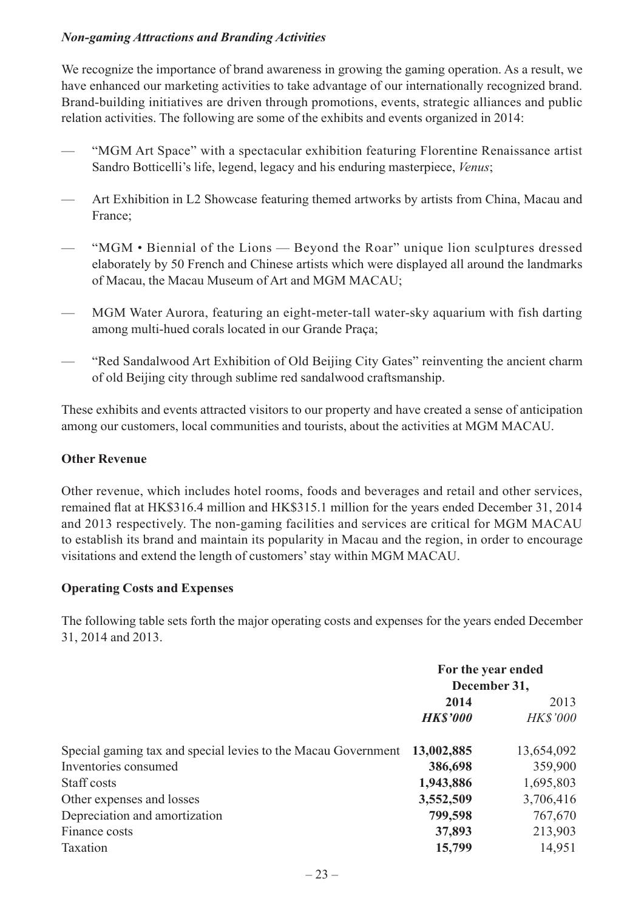### *Non-gaming Attractions and Branding Activities*

We recognize the importance of brand awareness in growing the gaming operation. As a result, we have enhanced our marketing activities to take advantage of our internationally recognized brand. Brand-building initiatives are driven through promotions, events, strategic alliances and public relation activities. The following are some of the exhibits and events organized in 2014:

— "MGM Art Space" with a spectacular exhibition featuring Florentine Renaissance artist Sandro Botticelli's life, legend, legacy and his enduring masterpiece, *Venus*;

— Art Exhibition in L2 Showcase featuring themed artworks by artists from China, Macau and France;

— "MGM • Biennial of the Lions — Beyond the Roar" unique lion sculptures dressed elaborately by 50 French and Chinese artists which were displayed all around the landmarks of Macau, the Macau Museum of Art and MGM MACAU;

— MGM Water Aurora, featuring an eight-meter-tall water-sky aquarium with fish darting among multi-hued corals located in our Grande Praça;

— "Red Sandalwood Art Exhibition of Old Beijing City Gates" reinventing the ancient charm of old Beijing city through sublime red sandalwood craftsmanship.

These exhibits and events attracted visitors to our property and have created a sense of anticipation among our customers, local communities and tourists, about the activities at MGM MACAU.

## Other Revenue

Other revenue, which includes hotel rooms, foods and beverages and retail and other services, remained flat at HK$316.4 million and HK$315.1 million for the years ended December 31, 2014 and 2013 respectively. The non-gaming facilities and services are critical for MGM MACAU to establish its brand and maintain its popularity in Macau and the region, in order to encourage visitations and extend the length of customers' stay within MGM MACAU.

## Operating Costs and Expenses

The following table sets forth the major operating costs and expenses for the years ended December 31, 2014 and 2013.

| | For the year ended December 31, | |
|---|---|---|
| | **2014** | 2013 |
| | ***HK$'000*** | *HK$'000* |
| Special gaming tax and special levies to the Macau Government | **13,002,885** | 13,654,092 |
| Inventories consumed | **386,698** | 359,900 |
| Staff costs | **1,943,886** | 1,695,803 |
| Other expenses and losses | **3,552,509** | 3,706,416 |
| Depreciation and amortization | **799,598** | 767,670 |
| Finance costs | **37,893** | 213,903 |
| Taxation | **15,799** | 14,951 |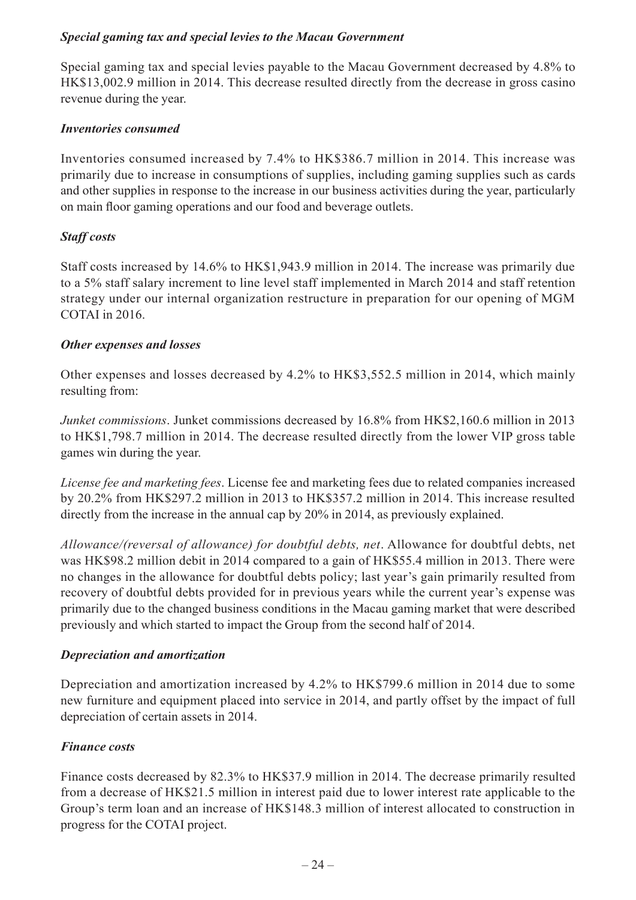### *Special gaming tax and special levies to the Macau Government*

Special gaming tax and special levies payable to the Macau Government decreased by 4.8% to HK$13,002.9 million in 2014. This decrease resulted directly from the decrease in gross casino revenue during the year.

### *Inventories consumed*

Inventories consumed increased by 7.4% to HK$386.7 million in 2014. This increase was primarily due to increase in consumptions of supplies, including gaming supplies such as cards and other supplies in response to the increase in our business activities during the year, particularly on main floor gaming operations and our food and beverage outlets.

### *Staff costs*

Staff costs increased by 14.6% to HK$1,943.9 million in 2014. The increase was primarily due to a 5% staff salary increment to line level staff implemented in March 2014 and staff retention strategy under our internal organization restructure in preparation for our opening of MGM COTAI in 2016.

### *Other expenses and losses*

Other expenses and losses decreased by 4.2% to HK$3,552.5 million in 2014, which mainly resulting from:

*Junket commissions*. Junket commissions decreased by 16.8% from HK$2,160.6 million in 2013 to HK$1,798.7 million in 2014. The decrease resulted directly from the lower VIP gross table games win during the year.

*License fee and marketing fees*. License fee and marketing fees due to related companies increased by 20.2% from HK$297.2 million in 2013 to HK$357.2 million in 2014. This increase resulted directly from the increase in the annual cap by 20% in 2014, as previously explained.

*Allowance/(reversal of allowance) for doubtful debts, net*. Allowance for doubtful debts, net was HK$98.2 million debit in 2014 compared to a gain of HK$55.4 million in 2013. There were no changes in the allowance for doubtful debts policy; last year's gain primarily resulted from recovery of doubtful debts provided for in previous years while the current year's expense was primarily due to the changed business conditions in the Macau gaming market that were described previously and which started to impact the Group from the second half of 2014.

### *Depreciation and amortization*

Depreciation and amortization increased by 4.2% to HK$799.6 million in 2014 due to some new furniture and equipment placed into service in 2014, and partly offset by the impact of full depreciation of certain assets in 2014.

### *Finance costs*

Finance costs decreased by 82.3% to HK$37.9 million in 2014. The decrease primarily resulted from a decrease of HK$21.5 million in interest paid due to lower interest rate applicable to the Group's term loan and an increase of HK$148.3 million of interest allocated to construction in progress for the COTAI project.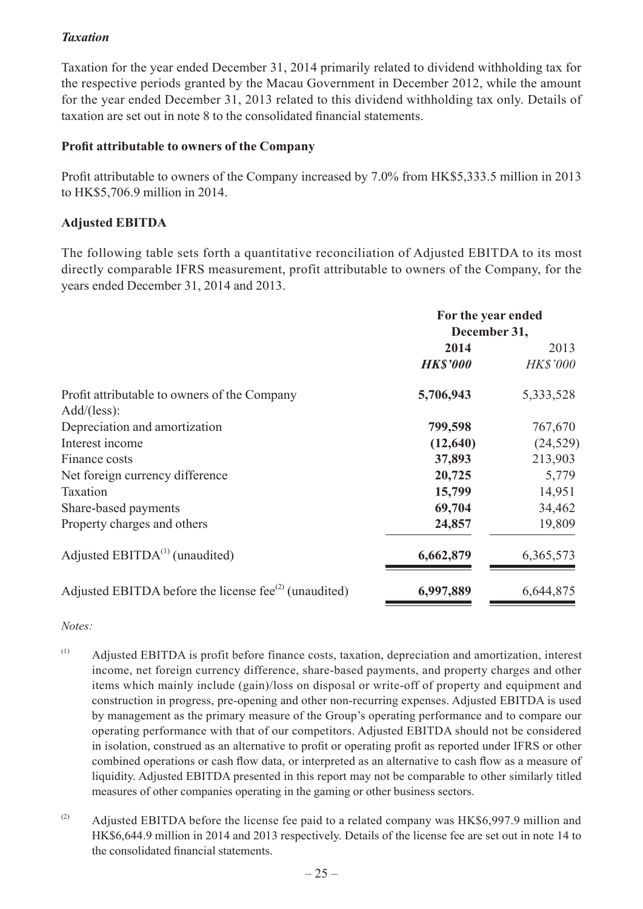### *Taxation*

Taxation for the year ended December 31, 2014 primarily related to dividend withholding tax for the respective periods granted by the Macau Government in December 2012, while the amount for the year ended December 31, 2013 related to this dividend withholding tax only. Details of taxation are set out in note 8 to the consolidated financial statements.

### Profit attributable to owners of the Company

Profit attributable to owners of the Company increased by 7.0% from HK$5,333.5 million in 2013 to HK$5,706.9 million in 2014.

### Adjusted EBITDA

The following table sets forth a quantitative reconciliation of Adjusted EBITDA to its most directly comparable IFRS measurement, profit attributable to owners of the Company, for the years ended December 31, 2014 and 2013.

| | For the year ended December 31, | |
|---|---|---|
| | **2014** | 2013 |
| | ***HK$'000*** | *HK$'000* |
| Profit attributable to owners of the Company | **5,706,943** | 5,333,528 |
| Add/(less): | | |
| Depreciation and amortization | **799,598** | 767,670 |
| Interest income | **(12,640)** | (24,529) |
| Finance costs | **37,893** | 213,903 |
| Net foreign currency difference | **20,725** | 5,779 |
| Taxation | **15,799** | 14,951 |
| Share-based payments | **69,704** | 34,462 |
| Property charges and others | **24,857** | 19,809 |
| Adjusted EBITDA[(1)] (unaudited) | **6,662,879** | 6,365,573 |
| Adjusted EBITDA before the license fee[(2)] (unaudited) | **6,997,889** | 6,644,875 |

*Notes:*

(1) Adjusted EBITDA is profit before finance costs, taxation, depreciation and amortization, interest income, net foreign currency difference, share-based payments, and property charges and other items which mainly include (gain)/loss on disposal or write-off of property and equipment and construction in progress, pre-opening and other non-recurring expenses. Adjusted EBITDA is used by management as the primary measure of the Group's operating performance and to compare our operating performance with that of our competitors. Adjusted EBITDA should not be considered in isolation, construed as an alternative to profit or operating profit as reported under IFRS or other combined operations or cash flow data, or interpreted as an alternative to cash flow as a measure of liquidity. Adjusted EBITDA presented in this report may not be comparable to other similarly titled measures of other companies operating in the gaming or other business sectors.

(2) Adjusted EBITDA before the license fee paid to a related company was HK$6,997.9 million and HK$6,644.9 million in 2014 and 2013 respectively. Details of the license fee are set out in note 14 to the consolidated financial statements.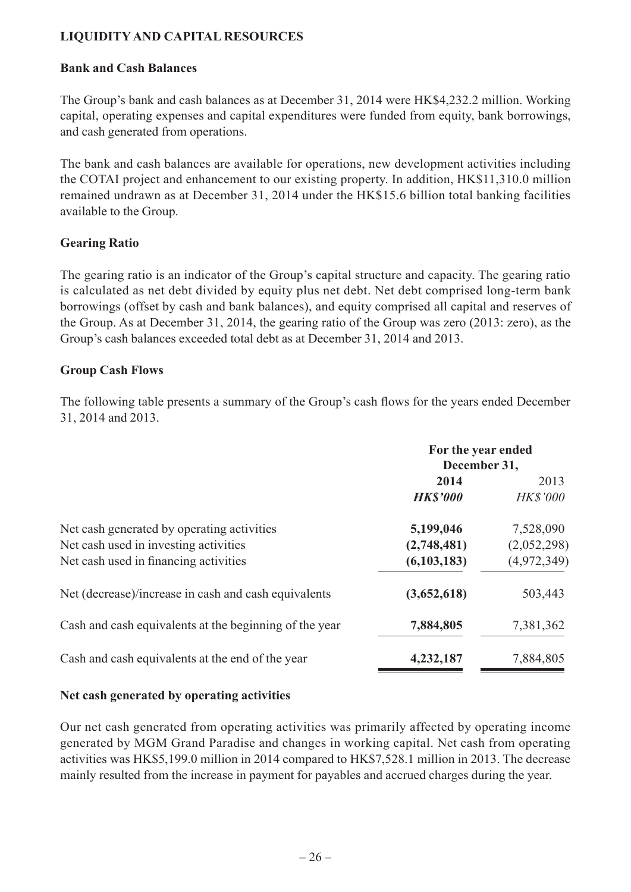## LIQUIDITY AND CAPITAL RESOURCES

### Bank and Cash Balances

The Group's bank and cash balances as at December 31, 2014 were HK$4,232.2 million. Working capital, operating expenses and capital expenditures were funded from equity, bank borrowings, and cash generated from operations.

The bank and cash balances are available for operations, new development activities including the COTAI project and enhancement to our existing property. In addition, HK$11,310.0 million remained undrawn as at December 31, 2014 under the HK$15.6 billion total banking facilities available to the Group.

### Gearing Ratio

The gearing ratio is an indicator of the Group's capital structure and capacity. The gearing ratio is calculated as net debt divided by equity plus net debt. Net debt comprised long-term bank borrowings (offset by cash and bank balances), and equity comprised all capital and reserves of the Group. As at December 31, 2014, the gearing ratio of the Group was zero (2013: zero), as the Group's cash balances exceeded total debt as at December 31, 2014 and 2013.

### Group Cash Flows

The following table presents a summary of the Group's cash flows for the years ended December 31, 2014 and 2013.

| | **For the year ended December 31,** | |
|---|---|---|
| | **2014** | 2013 |
| | ***HK$'000*** | *HK$'000* |
| Net cash generated by operating activities | **5,199,046** | 7,528,090 |
| Net cash used in investing activities | **(2,748,481)** | (2,052,298) |
| Net cash used in financing activities | **(6,103,183)** | (4,972,349) |
| Net (decrease)/increase in cash and cash equivalents | **(3,652,618)** | 503,443 |
| Cash and cash equivalents at the beginning of the year | **7,884,805** | 7,381,362 |
| Cash and cash equivalents at the end of the year | **4,232,187** | 7,884,805 |

### Net cash generated by operating activities

Our net cash generated from operating activities was primarily affected by operating income generated by MGM Grand Paradise and changes in working capital. Net cash from operating activities was HK$5,199.0 million in 2014 compared to HK$7,528.1 million in 2013. The decrease mainly resulted from the increase in payment for payables and accrued charges during the year.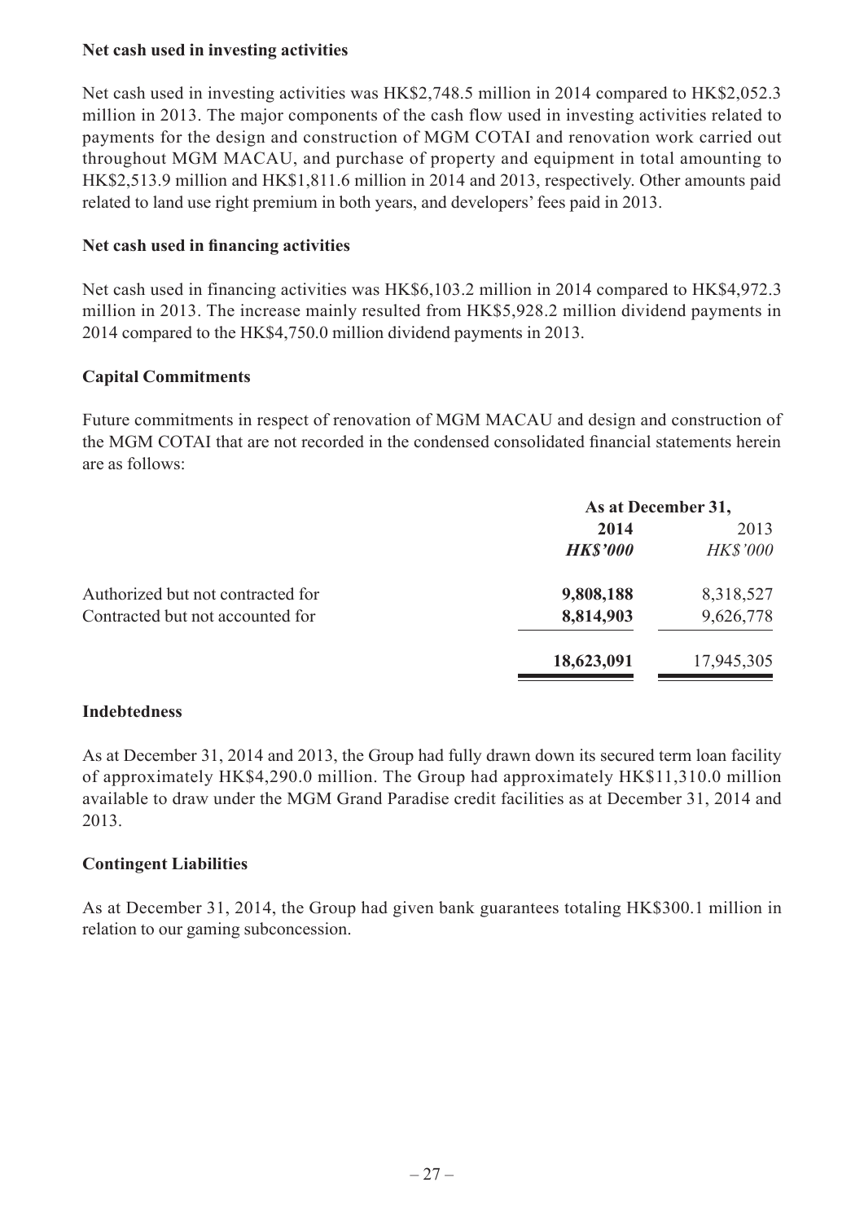**Net cash used in investing activities**

Net cash used in investing activities was HK$2,748.5 million in 2014 compared to HK$2,052.3 million in 2013. The major components of the cash flow used in investing activities related to payments for the design and construction of MGM COTAI and renovation work carried out throughout MGM MACAU, and purchase of property and equipment in total amounting to HK$2,513.9 million and HK$1,811.6 million in 2014 and 2013, respectively. Other amounts paid related to land use right premium in both years, and developers' fees paid in 2013.

**Net cash used in financing activities**

Net cash used in financing activities was HK$6,103.2 million in 2014 compared to HK$4,972.3 million in 2013. The increase mainly resulted from HK$5,928.2 million dividend payments in 2014 compared to the HK$4,750.0 million dividend payments in 2013.

**Capital Commitments**

Future commitments in respect of renovation of MGM MACAU and design and construction of the MGM COTAI that are not recorded in the condensed consolidated financial statements herein are as follows:

| | As at December 31, | |
|---|---|---|
| | **2014** | 2013 |
| | ***HK$'000*** | *HK$'000* |
| Authorized but not contracted for | **9,808,188** | 8,318,527 |
| Contracted but not accounted for | **8,814,903** | 9,626,778 |
| | **18,623,091** | 17,945,305 |

**Indebtedness**

As at December 31, 2014 and 2013, the Group had fully drawn down its secured term loan facility of approximately HK$4,290.0 million. The Group had approximately HK$11,310.0 million available to draw under the MGM Grand Paradise credit facilities as at December 31, 2014 and 2013.

**Contingent Liabilities**

As at December 31, 2014, the Group had given bank guarantees totaling HK$300.1 million in relation to our gaming subconcession.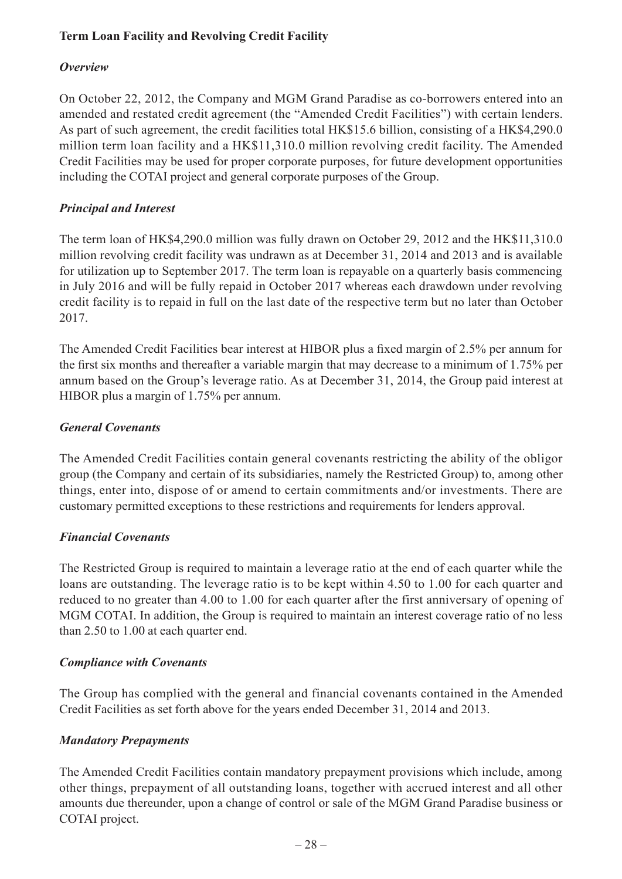**Term Loan Facility and Revolving Credit Facility**

***Overview***

On October 22, 2012, the Company and MGM Grand Paradise as co-borrowers entered into an amended and restated credit agreement (the "Amended Credit Facilities") with certain lenders. As part of such agreement, the credit facilities total HK$15.6 billion, consisting of a HK$4,290.0 million term loan facility and a HK$11,310.0 million revolving credit facility. The Amended Credit Facilities may be used for proper corporate purposes, for future development opportunities including the COTAI project and general corporate purposes of the Group.

***Principal and Interest***

The term loan of HK$4,290.0 million was fully drawn on October 29, 2012 and the HK$11,310.0 million revolving credit facility was undrawn as at December 31, 2014 and 2013 and is available for utilization up to September 2017. The term loan is repayable on a quarterly basis commencing in July 2016 and will be fully repaid in October 2017 whereas each drawdown under revolving credit facility is to repaid in full on the last date of the respective term but no later than October 2017.

The Amended Credit Facilities bear interest at HIBOR plus a fixed margin of 2.5% per annum for the first six months and thereafter a variable margin that may decrease to a minimum of 1.75% per annum based on the Group's leverage ratio. As at December 31, 2014, the Group paid interest at HIBOR plus a margin of 1.75% per annum.

***General Covenants***

The Amended Credit Facilities contain general covenants restricting the ability of the obligor group (the Company and certain of its subsidiaries, namely the Restricted Group) to, among other things, enter into, dispose of or amend to certain commitments and/or investments. There are customary permitted exceptions to these restrictions and requirements for lenders approval.

***Financial Covenants***

The Restricted Group is required to maintain a leverage ratio at the end of each quarter while the loans are outstanding. The leverage ratio is to be kept within 4.50 to 1.00 for each quarter and reduced to no greater than 4.00 to 1.00 for each quarter after the first anniversary of opening of MGM COTAI. In addition, the Group is required to maintain an interest coverage ratio of no less than 2.50 to 1.00 at each quarter end.

***Compliance with Covenants***

The Group has complied with the general and financial covenants contained in the Amended Credit Facilities as set forth above for the years ended December 31, 2014 and 2013.

***Mandatory Prepayments***

The Amended Credit Facilities contain mandatory prepayment provisions which include, among other things, prepayment of all outstanding loans, together with accrued interest and all other amounts due thereunder, upon a change of control or sale of the MGM Grand Paradise business or COTAI project.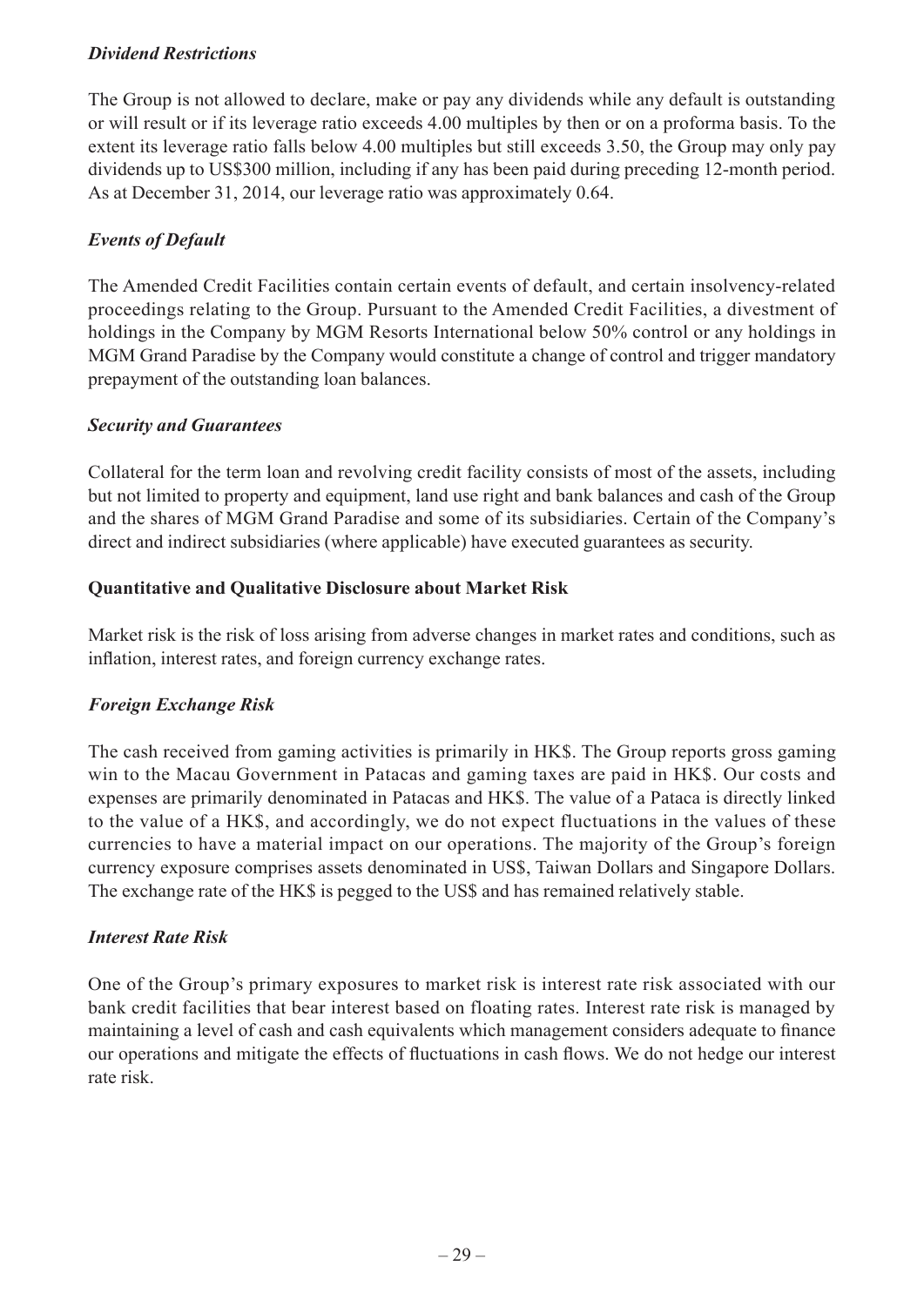### *Dividend Restrictions*

The Group is not allowed to declare, make or pay any dividends while any default is outstanding or will result or if its leverage ratio exceeds 4.00 multiples by then or on a proforma basis. To the extent its leverage ratio falls below 4.00 multiples but still exceeds 3.50, the Group may only pay dividends up to US$300 million, including if any has been paid during preceding 12-month period. As at December 31, 2014, our leverage ratio was approximately 0.64.

### *Events of Default*

The Amended Credit Facilities contain certain events of default, and certain insolvency-related proceedings relating to the Group. Pursuant to the Amended Credit Facilities, a divestment of holdings in the Company by MGM Resorts International below 50% control or any holdings in MGM Grand Paradise by the Company would constitute a change of control and trigger mandatory prepayment of the outstanding loan balances.

### *Security and Guarantees*

Collateral for the term loan and revolving credit facility consists of most of the assets, including but not limited to property and equipment, land use right and bank balances and cash of the Group and the shares of MGM Grand Paradise and some of its subsidiaries. Certain of the Company's direct and indirect subsidiaries (where applicable) have executed guarantees as security.

## **Quantitative and Qualitative Disclosure about Market Risk**

Market risk is the risk of loss arising from adverse changes in market rates and conditions, such as inflation, interest rates, and foreign currency exchange rates.

### *Foreign Exchange Risk*

The cash received from gaming activities is primarily in HK$. The Group reports gross gaming win to the Macau Government in Patacas and gaming taxes are paid in HK$. Our costs and expenses are primarily denominated in Patacas and HK$. The value of a Pataca is directly linked to the value of a HK$, and accordingly, we do not expect fluctuations in the values of these currencies to have a material impact on our operations. The majority of the Group's foreign currency exposure comprises assets denominated in US$, Taiwan Dollars and Singapore Dollars. The exchange rate of the HK$ is pegged to the US$ and has remained relatively stable.

### *Interest Rate Risk*

One of the Group's primary exposures to market risk is interest rate risk associated with our bank credit facilities that bear interest based on floating rates. Interest rate risk is managed by maintaining a level of cash and cash equivalents which management considers adequate to finance our operations and mitigate the effects of fluctuations in cash flows. We do not hedge our interest rate risk.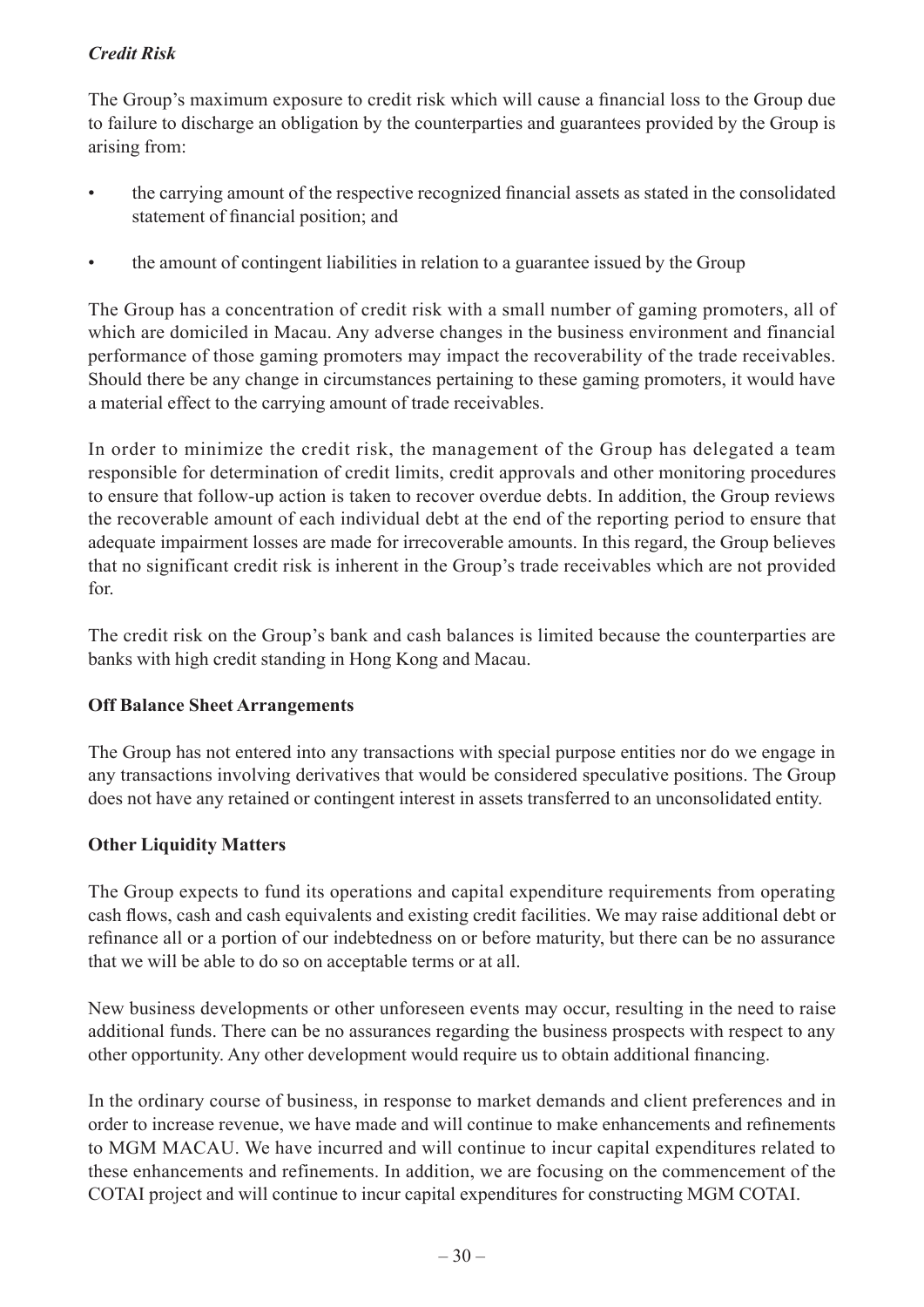### *Credit Risk*

The Group's maximum exposure to credit risk which will cause a financial loss to the Group due to failure to discharge an obligation by the counterparties and guarantees provided by the Group is arising from:

- the carrying amount of the respective recognized financial assets as stated in the consolidated statement of financial position; and
- the amount of contingent liabilities in relation to a guarantee issued by the Group

The Group has a concentration of credit risk with a small number of gaming promoters, all of which are domiciled in Macau. Any adverse changes in the business environment and financial performance of those gaming promoters may impact the recoverability of the trade receivables. Should there be any change in circumstances pertaining to these gaming promoters, it would have a material effect to the carrying amount of trade receivables.

In order to minimize the credit risk, the management of the Group has delegated a team responsible for determination of credit limits, credit approvals and other monitoring procedures to ensure that follow-up action is taken to recover overdue debts. In addition, the Group reviews the recoverable amount of each individual debt at the end of the reporting period to ensure that adequate impairment losses are made for irrecoverable amounts. In this regard, the Group believes that no significant credit risk is inherent in the Group's trade receivables which are not provided for.

The credit risk on the Group's bank and cash balances is limited because the counterparties are banks with high credit standing in Hong Kong and Macau.

## Off Balance Sheet Arrangements

The Group has not entered into any transactions with special purpose entities nor do we engage in any transactions involving derivatives that would be considered speculative positions. The Group does not have any retained or contingent interest in assets transferred to an unconsolidated entity.

## Other Liquidity Matters

The Group expects to fund its operations and capital expenditure requirements from operating cash flows, cash and cash equivalents and existing credit facilities. We may raise additional debt or refinance all or a portion of our indebtedness on or before maturity, but there can be no assurance that we will be able to do so on acceptable terms or at all.

New business developments or other unforeseen events may occur, resulting in the need to raise additional funds. There can be no assurances regarding the business prospects with respect to any other opportunity. Any other development would require us to obtain additional financing.

In the ordinary course of business, in response to market demands and client preferences and in order to increase revenue, we have made and will continue to make enhancements and refinements to MGM MACAU. We have incurred and will continue to incur capital expenditures related to these enhancements and refinements. In addition, we are focusing on the commencement of the COTAI project and will continue to incur capital expenditures for constructing MGM COTAI.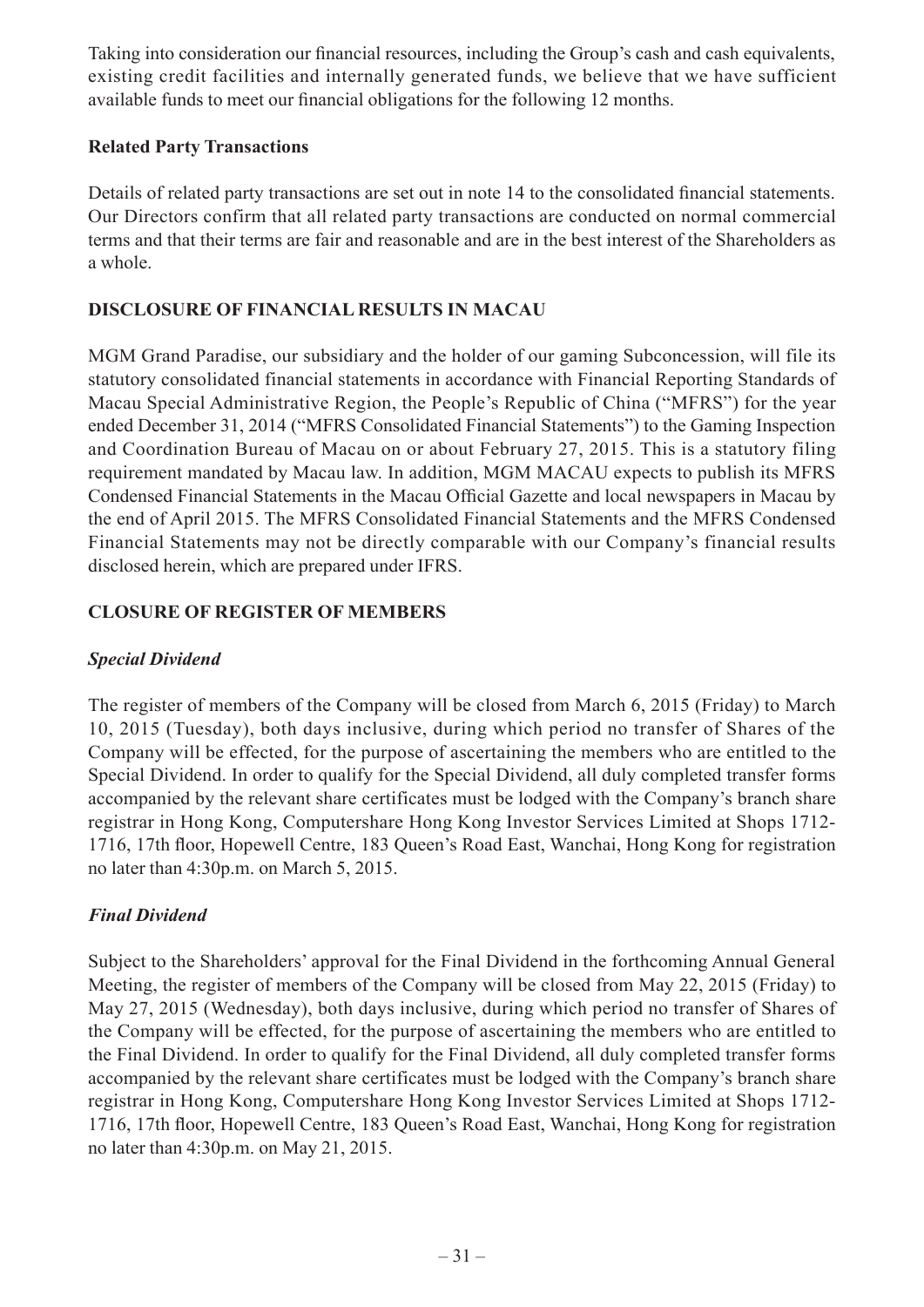Taking into consideration our financial resources, including the Group's cash and cash equivalents, existing credit facilities and internally generated funds, we believe that we have sufficient available funds to meet our financial obligations for the following 12 months.

**Related Party Transactions**

Details of related party transactions are set out in note 14 to the consolidated financial statements. Our Directors confirm that all related party transactions are conducted on normal commercial terms and that their terms are fair and reasonable and are in the best interest of the Shareholders as a whole.

## DISCLOSURE OF FINANCIAL RESULTS IN MACAU

MGM Grand Paradise, our subsidiary and the holder of our gaming Subconcession, will file its statutory consolidated financial statements in accordance with Financial Reporting Standards of Macau Special Administrative Region, the People's Republic of China ("MFRS") for the year ended December 31, 2014 ("MFRS Consolidated Financial Statements") to the Gaming Inspection and Coordination Bureau of Macau on or about February 27, 2015. This is a statutory filing requirement mandated by Macau law. In addition, MGM MACAU expects to publish its MFRS Condensed Financial Statements in the Macau Official Gazette and local newspapers in Macau by the end of April 2015. The MFRS Consolidated Financial Statements and the MFRS Condensed Financial Statements may not be directly comparable with our Company's financial results disclosed herein, which are prepared under IFRS.

## CLOSURE OF REGISTER OF MEMBERS

***Special Dividend***

The register of members of the Company will be closed from March 6, 2015 (Friday) to March 10, 2015 (Tuesday), both days inclusive, during which period no transfer of Shares of the Company will be effected, for the purpose of ascertaining the members who are entitled to the Special Dividend. In order to qualify for the Special Dividend, all duly completed transfer forms accompanied by the relevant share certificates must be lodged with the Company's branch share registrar in Hong Kong, Computershare Hong Kong Investor Services Limited at Shops 1712-1716, 17th floor, Hopewell Centre, 183 Queen's Road East, Wanchai, Hong Kong for registration no later than 4:30p.m. on March 5, 2015.

***Final Dividend***

Subject to the Shareholders' approval for the Final Dividend in the forthcoming Annual General Meeting, the register of members of the Company will be closed from May 22, 2015 (Friday) to May 27, 2015 (Wednesday), both days inclusive, during which period no transfer of Shares of the Company will be effected, for the purpose of ascertaining the members who are entitled to the Final Dividend. In order to qualify for the Final Dividend, all duly completed transfer forms accompanied by the relevant share certificates must be lodged with the Company's branch share registrar in Hong Kong, Computershare Hong Kong Investor Services Limited at Shops 1712-1716, 17th floor, Hopewell Centre, 183 Queen's Road East, Wanchai, Hong Kong for registration no later than 4:30p.m. on May 21, 2015.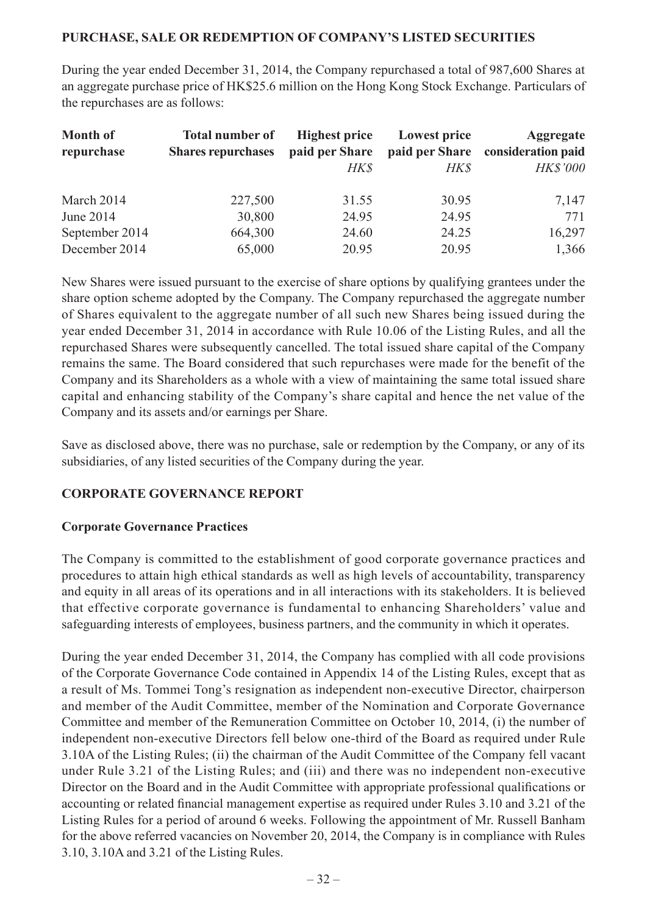## PURCHASE, SALE OR REDEMPTION OF COMPANY'S LISTED SECURITIES

During the year ended December 31, 2014, the Company repurchased a total of 987,600 Shares at an aggregate purchase price of HK$25.6 million on the Hong Kong Stock Exchange. Particulars of the repurchases are as follows:

| Month of repurchase | Total number of Shares repurchases | Highest price paid per Share | Lowest price paid per Share | Aggregate consideration paid |
|---|---|---|---|---|
| | | *HK$* | *HK$* | *HK$'000* |
| March 2014 | 227,500 | 31.55 | 30.95 | 7,147 |
| June 2014 | 30,800 | 24.95 | 24.95 | 771 |
| September 2014 | 664,300 | 24.60 | 24.25 | 16,297 |
| December 2014 | 65,000 | 20.95 | 20.95 | 1,366 |

New Shares were issued pursuant to the exercise of share options by qualifying grantees under the share option scheme adopted by the Company. The Company repurchased the aggregate number of Shares equivalent to the aggregate number of all such new Shares being issued during the year ended December 31, 2014 in accordance with Rule 10.06 of the Listing Rules, and all the repurchased Shares were subsequently cancelled. The total issued share capital of the Company remains the same. The Board considered that such repurchases were made for the benefit of the Company and its Shareholders as a whole with a view of maintaining the same total issued share capital and enhancing stability of the Company's share capital and hence the net value of the Company and its assets and/or earnings per Share.

Save as disclosed above, there was no purchase, sale or redemption by the Company, or any of its subsidiaries, of any listed securities of the Company during the year.

## CORPORATE GOVERNANCE REPORT

### Corporate Governance Practices

The Company is committed to the establishment of good corporate governance practices and procedures to attain high ethical standards as well as high levels of accountability, transparency and equity in all areas of its operations and in all interactions with its stakeholders. It is believed that effective corporate governance is fundamental to enhancing Shareholders' value and safeguarding interests of employees, business partners, and the community in which it operates.

During the year ended December 31, 2014, the Company has complied with all code provisions of the Corporate Governance Code contained in Appendix 14 of the Listing Rules, except that as a result of Ms. Tommei Tong's resignation as independent non-executive Director, chairperson and member of the Audit Committee, member of the Nomination and Corporate Governance Committee and member of the Remuneration Committee on October 10, 2014, (i) the number of independent non-executive Directors fell below one-third of the Board as required under Rule 3.10A of the Listing Rules; (ii) the chairman of the Audit Committee of the Company fell vacant under Rule 3.21 of the Listing Rules; and (iii) and there was no independent non-executive Director on the Board and in the Audit Committee with appropriate professional qualifications or accounting or related financial management expertise as required under Rules 3.10 and 3.21 of the Listing Rules for a period of around 6 weeks. Following the appointment of Mr. Russell Banham for the above referred vacancies on November 20, 2014, the Company is in compliance with Rules 3.10, 3.10A and 3.21 of the Listing Rules.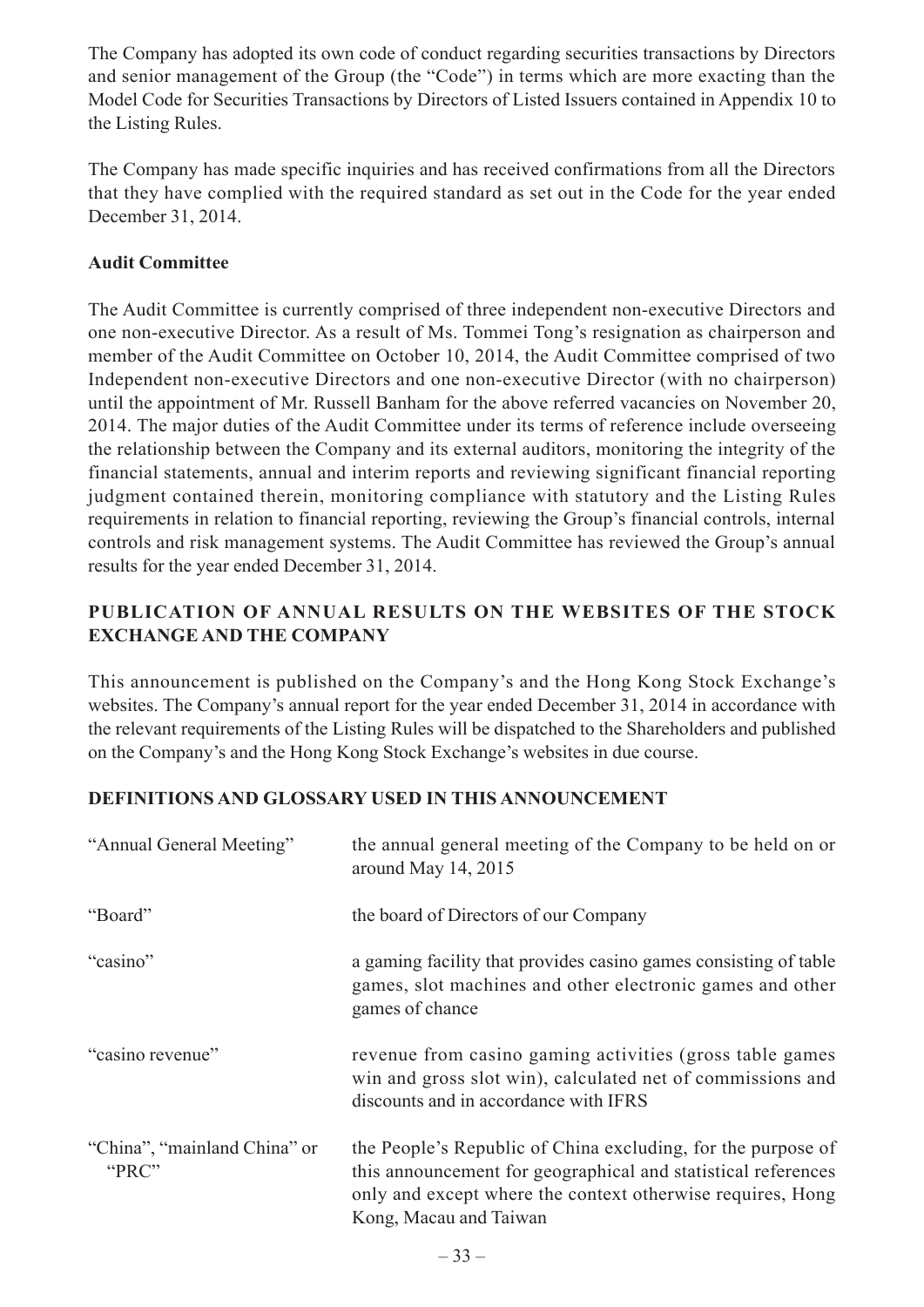The Company has adopted its own code of conduct regarding securities transactions by Directors and senior management of the Group (the "Code") in terms which are more exacting than the Model Code for Securities Transactions by Directors of Listed Issuers contained in Appendix 10 to the Listing Rules.

The Company has made specific inquiries and has received confirmations from all the Directors that they have complied with the required standard as set out in the Code for the year ended December 31, 2014.

**Audit Committee**

The Audit Committee is currently comprised of three independent non-executive Directors and one non-executive Director. As a result of Ms. Tommei Tong's resignation as chairperson and member of the Audit Committee on October 10, 2014, the Audit Committee comprised of two Independent non-executive Directors and one non-executive Director (with no chairperson) until the appointment of Mr. Russell Banham for the above referred vacancies on November 20, 2014. The major duties of the Audit Committee under its terms of reference include overseeing the relationship between the Company and its external auditors, monitoring the integrity of the financial statements, annual and interim reports and reviewing significant financial reporting judgment contained therein, monitoring compliance with statutory and the Listing Rules requirements in relation to financial reporting, reviewing the Group's financial controls, internal controls and risk management systems. The Audit Committee has reviewed the Group's annual results for the year ended December 31, 2014.

## PUBLICATION OF ANNUAL RESULTS ON THE WEBSITES OF THE STOCK EXCHANGE AND THE COMPANY

This announcement is published on the Company's and the Hong Kong Stock Exchange's websites. The Company's annual report for the year ended December 31, 2014 in accordance with the relevant requirements of the Listing Rules will be dispatched to the Shareholders and published on the Company's and the Hong Kong Stock Exchange's websites in due course.

## DEFINITIONS AND GLOSSARY USED IN THIS ANNOUNCEMENT

| | |
|---|---|
| "Annual General Meeting" | the annual general meeting of the Company to be held on or around May 14, 2015 |
| "Board" | the board of Directors of our Company |
| "casino" | a gaming facility that provides casino games consisting of table games, slot machines and other electronic games and other games of chance |
| "casino revenue" | revenue from casino gaming activities (gross table games win and gross slot win), calculated net of commissions and discounts and in accordance with IFRS |
| "China", "mainland China" or "PRC" | the People's Republic of China excluding, for the purpose of this announcement for geographical and statistical references only and except where the context otherwise requires, Hong Kong, Macau and Taiwan |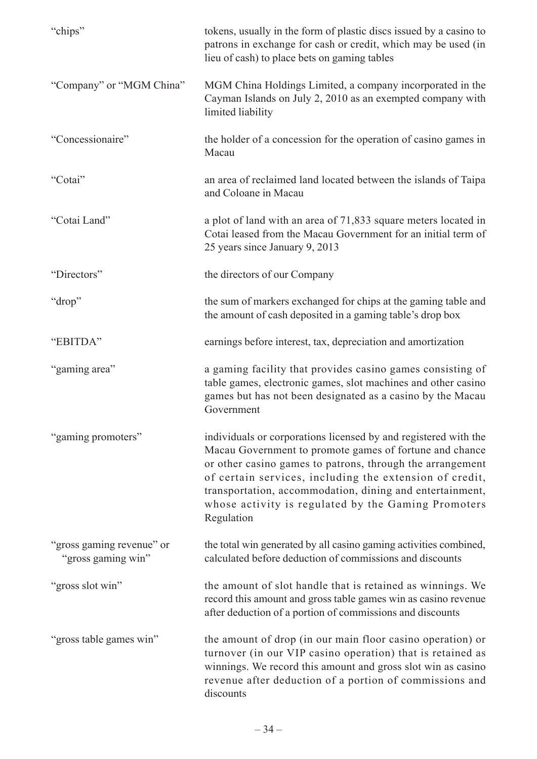| | |
|---|---|
| "chips" | tokens, usually in the form of plastic discs issued by a casino to patrons in exchange for cash or credit, which may be used (in lieu of cash) to place bets on gaming tables |
| "Company" or "MGM China" | MGM China Holdings Limited, a company incorporated in the Cayman Islands on July 2, 2010 as an exempted company with limited liability |
| "Concessionaire" | the holder of a concession for the operation of casino games in Macau |
| "Cotai" | an area of reclaimed land located between the islands of Taipa and Coloane in Macau |
| "Cotai Land" | a plot of land with an area of 71,833 square meters located in Cotai leased from the Macau Government for an initial term of 25 years since January 9, 2013 |
| "Directors" | the directors of our Company |
| "drop" | the sum of markers exchanged for chips at the gaming table and the amount of cash deposited in a gaming table's drop box |
| "EBITDA" | earnings before interest, tax, depreciation and amortization |
| "gaming area" | a gaming facility that provides casino games consisting of table games, electronic games, slot machines and other casino games but has not been designated as a casino by the Macau Government |
| "gaming promoters" | individuals or corporations licensed by and registered with the Macau Government to promote games of fortune and chance or other casino games to patrons, through the arrangement of certain services, including the extension of credit, transportation, accommodation, dining and entertainment, whose activity is regulated by the Gaming Promoters Regulation |
| "gross gaming revenue" or "gross gaming win" | the total win generated by all casino gaming activities combined, calculated before deduction of commissions and discounts |
| "gross slot win" | the amount of slot handle that is retained as winnings. We record this amount and gross table games win as casino revenue after deduction of a portion of commissions and discounts |
| "gross table games win" | the amount of drop (in our main floor casino operation) or turnover (in our VIP casino operation) that is retained as winnings. We record this amount and gross slot win as casino revenue after deduction of a portion of commissions and discounts |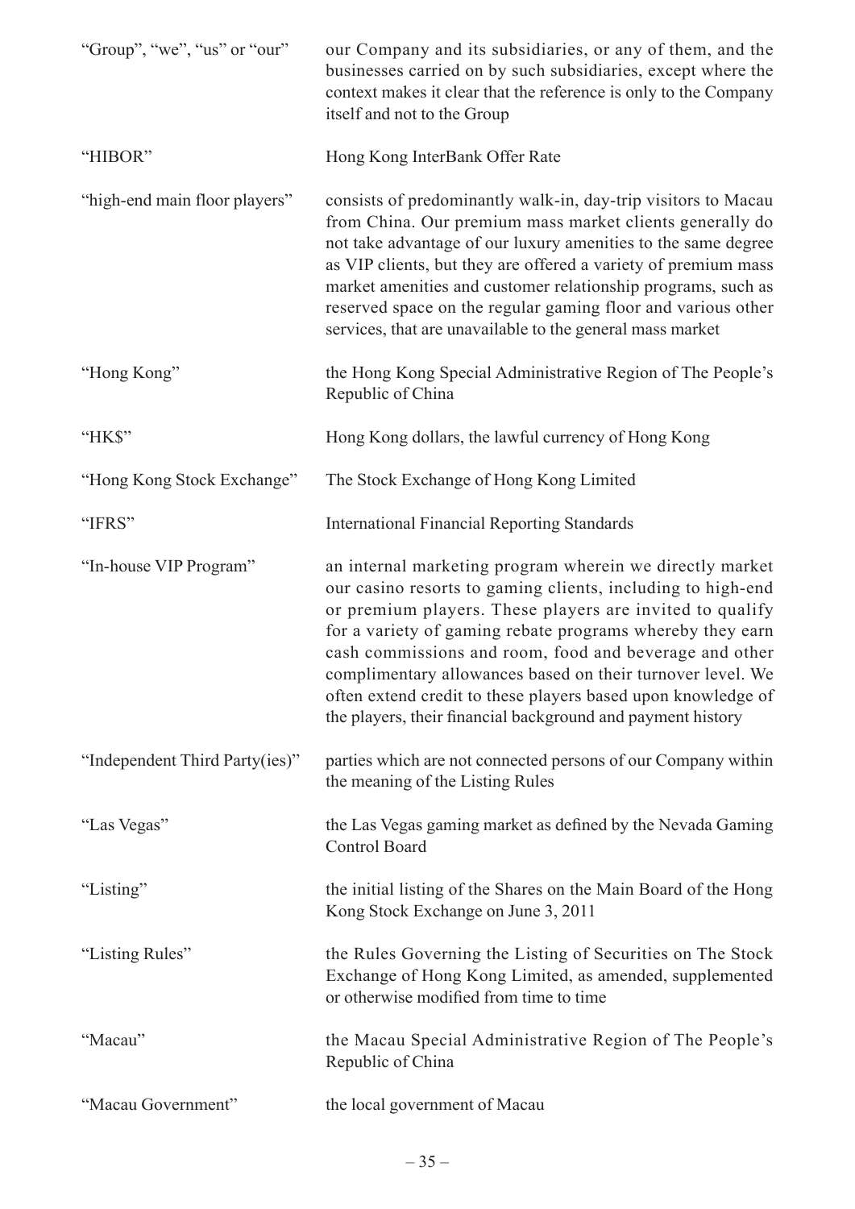| | |
|---|---|
| "Group", "we", "us" or "our" | our Company and its subsidiaries, or any of them, and the businesses carried on by such subsidiaries, except where the context makes it clear that the reference is only to the Company itself and not to the Group |
| "HIBOR" | Hong Kong InterBank Offer Rate |
| "high-end main floor players" | consists of predominantly walk-in, day-trip visitors to Macau from China. Our premium mass market clients generally do not take advantage of our luxury amenities to the same degree as VIP clients, but they are offered a variety of premium mass market amenities and customer relationship programs, such as reserved space on the regular gaming floor and various other services, that are unavailable to the general mass market |
| "Hong Kong" | the Hong Kong Special Administrative Region of The People's Republic of China |
| "HK$" | Hong Kong dollars, the lawful currency of Hong Kong |
| "Hong Kong Stock Exchange" | The Stock Exchange of Hong Kong Limited |
| "IFRS" | International Financial Reporting Standards |
| "In-house VIP Program" | an internal marketing program wherein we directly market our casino resorts to gaming clients, including to high-end or premium players. These players are invited to qualify for a variety of gaming rebate programs whereby they earn cash commissions and room, food and beverage and other complimentary allowances based on their turnover level. We often extend credit to these players based upon knowledge of the players, their financial background and payment history |
| "Independent Third Party(ies)" | parties which are not connected persons of our Company within the meaning of the Listing Rules |
| "Las Vegas" | the Las Vegas gaming market as defined by the Nevada Gaming Control Board |
| "Listing" | the initial listing of the Shares on the Main Board of the Hong Kong Stock Exchange on June 3, 2011 |
| "Listing Rules" | the Rules Governing the Listing of Securities on The Stock Exchange of Hong Kong Limited, as amended, supplemented or otherwise modified from time to time |
| "Macau" | the Macau Special Administrative Region of The People's Republic of China |
| "Macau Government" | the local government of Macau |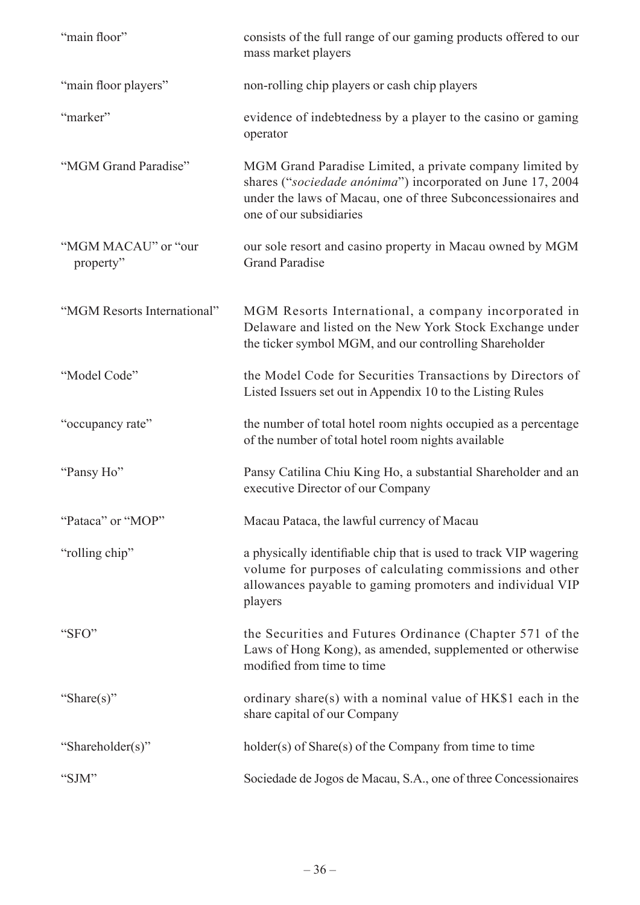| | |
|---|---|
| "main floor" | consists of the full range of our gaming products offered to our mass market players |
| "main floor players" | non-rolling chip players or cash chip players |
| "marker" | evidence of indebtedness by a player to the casino or gaming operator |
| "MGM Grand Paradise" | MGM Grand Paradise Limited, a private company limited by shares ("*sociedade anónima*") incorporated on June 17, 2004 under the laws of Macau, one of three Subconcessionaires and one of our subsidiaries |
| "MGM MACAU" or "our property" | our sole resort and casino property in Macau owned by MGM Grand Paradise |
| "MGM Resorts International" | MGM Resorts International, a company incorporated in Delaware and listed on the New York Stock Exchange under the ticker symbol MGM, and our controlling Shareholder |
| "Model Code" | the Model Code for Securities Transactions by Directors of Listed Issuers set out in Appendix 10 to the Listing Rules |
| "occupancy rate" | the number of total hotel room nights occupied as a percentage of the number of total hotel room nights available |
| "Pansy Ho" | Pansy Catilina Chiu King Ho, a substantial Shareholder and an executive Director of our Company |
| "Pataca" or "MOP" | Macau Pataca, the lawful currency of Macau |
| "rolling chip" | a physically identifiable chip that is used to track VIP wagering volume for purposes of calculating commissions and other allowances payable to gaming promoters and individual VIP players |
| "SFO" | the Securities and Futures Ordinance (Chapter 571 of the Laws of Hong Kong), as amended, supplemented or otherwise modified from time to time |
| "Share(s)" | ordinary share(s) with a nominal value of HK$1 each in the share capital of our Company |
| "Shareholder(s)" | holder(s) of Share(s) of the Company from time to time |
| "SJM" | Sociedade de Jogos de Macau, S.A., one of three Concessionaires |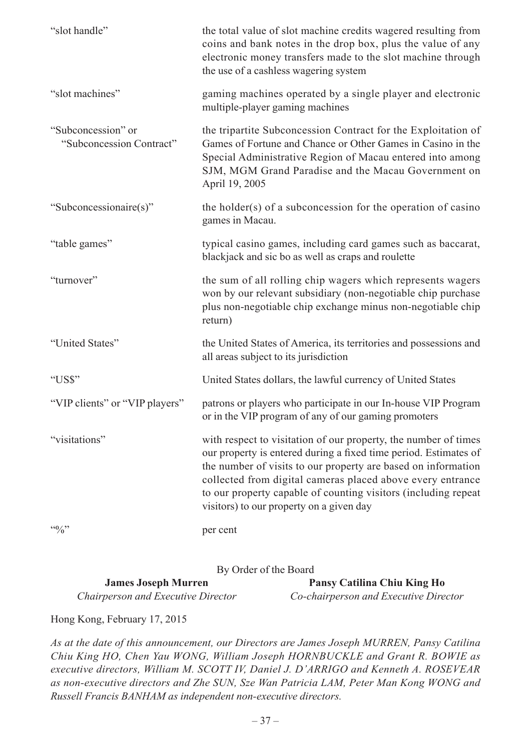| | |
|---|---|
| "slot handle" | the total value of slot machine credits wagered resulting from coins and bank notes in the drop box, plus the value of any electronic money transfers made to the slot machine through the use of a cashless wagering system |
| "slot machines" | gaming machines operated by a single player and electronic multiple-player gaming machines |
| "Subconcession" or "Subconcession Contract" | the tripartite Subconcession Contract for the Exploitation of Games of Fortune and Chance or Other Games in Casino in the Special Administrative Region of Macau entered into among SJM, MGM Grand Paradise and the Macau Government on April 19, 2005 |
| "Subconcessionaire(s)" | the holder(s) of a subconcession for the operation of casino games in Macau. |
| "table games" | typical casino games, including card games such as baccarat, blackjack and sic bo as well as craps and roulette |
| "turnover" | the sum of all rolling chip wagers which represents wagers won by our relevant subsidiary (non-negotiable chip purchase plus non-negotiable chip exchange minus non-negotiable chip return) |
| "United States" | the United States of America, its territories and possessions and all areas subject to its jurisdiction |
| "US$" | United States dollars, the lawful currency of United States |
| "VIP clients" or "VIP players" | patrons or players who participate in our In-house VIP Program or in the VIP program of any of our gaming promoters |
| "visitations" | with respect to visitation of our property, the number of times our property is entered during a fixed time period. Estimates of the number of visits to our property are based on information collected from digital cameras placed above every entrance to our property capable of counting visitors (including repeat visitors) to our property on a given day |
| "%" | per cent |

By Order of the Board

**James Joseph Murren**
*Chairperson and Executive Director*

**Pansy Catilina Chiu King Ho**
*Co-chairperson and Executive Director*

Hong Kong, February 17, 2015

*As at the date of this announcement, our Directors are James Joseph MURREN, Pansy Catilina Chiu King HO, Chen Yau WONG, William Joseph HORNBUCKLE and Grant R. BOWIE as executive directors, William M. SCOTT IV, Daniel J. D'ARRIGO and Kenneth A. ROSEVEAR as non-executive directors and Zhe SUN, Sze Wan Patricia LAM, Peter Man Kong WONG and Russell Francis BANHAM as independent non-executive directors.*